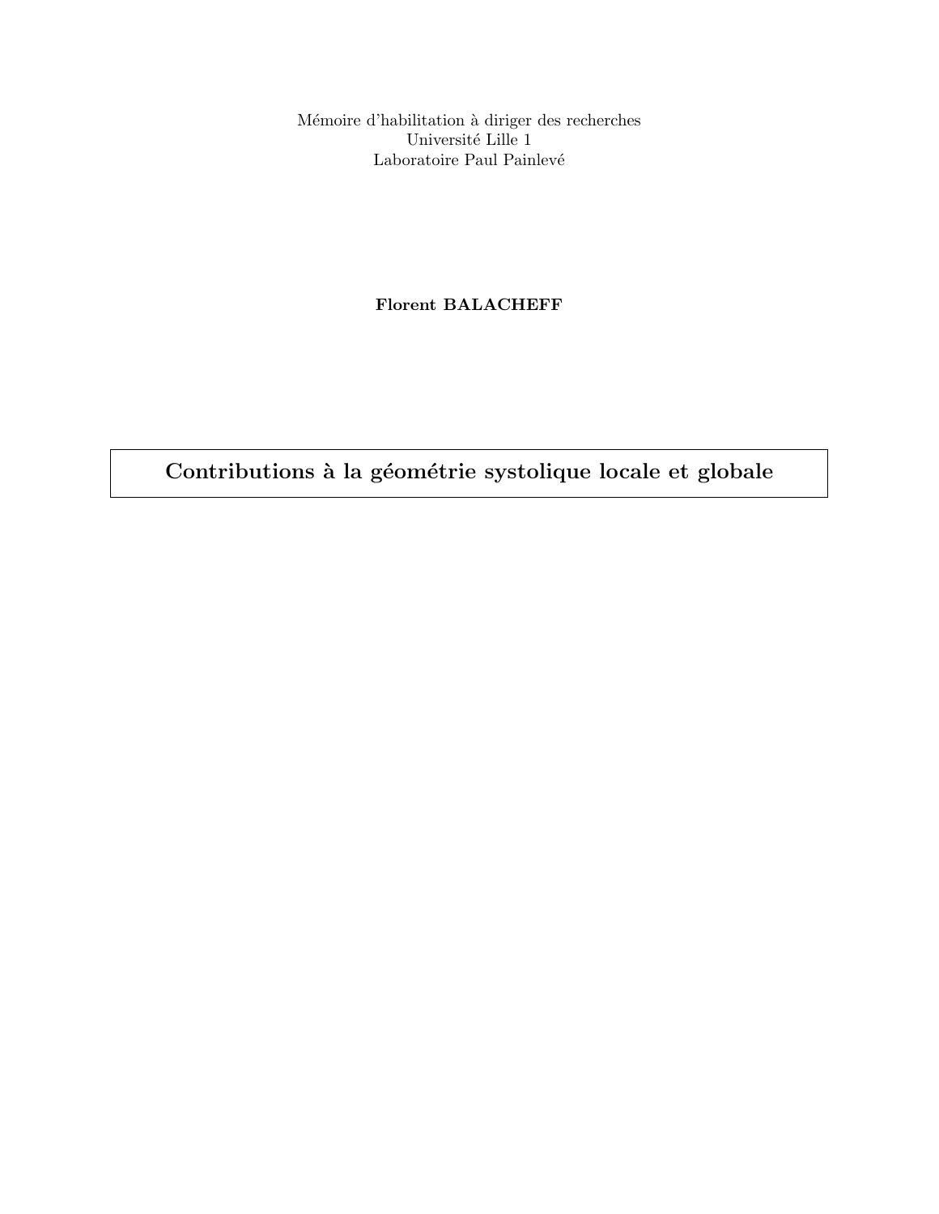Mémoire d'habilitation à diriger des recherches
Université Lille 1
Laboratoire Paul Painlevé

**Florent BALACHEFF**

# Contributions à la géométrie systolique locale et globale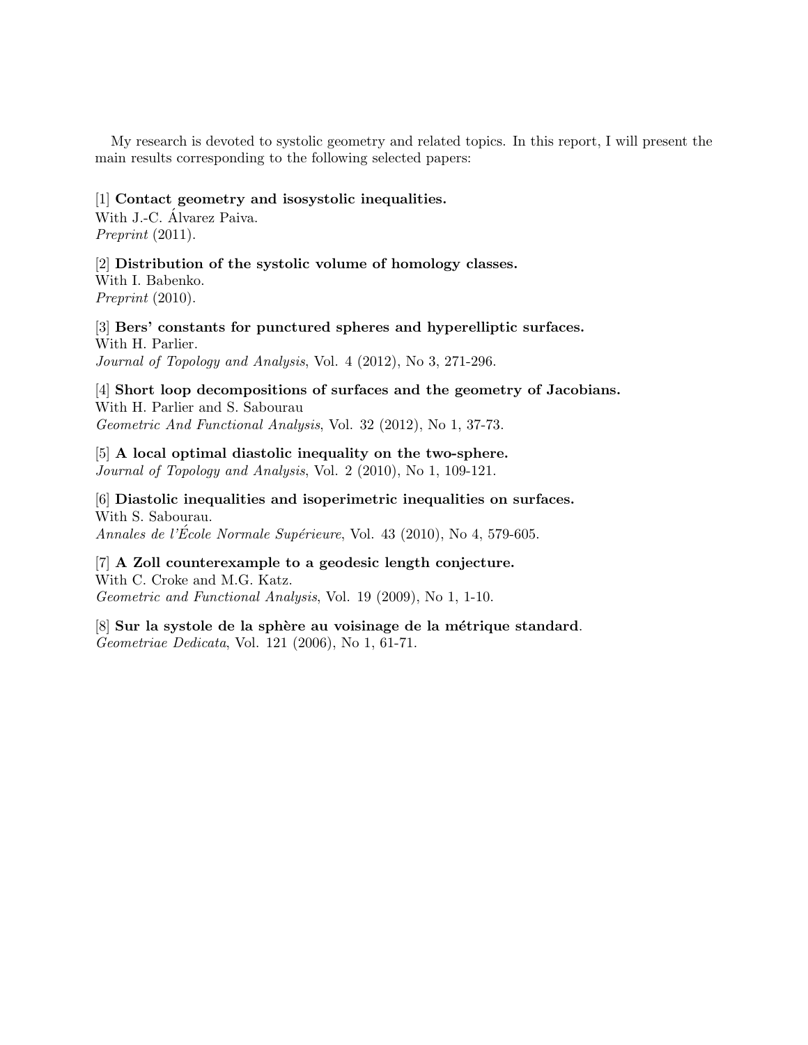My research is devoted to systolic geometry and related topics. In this report, I will present the main results corresponding to the following selected papers:

[1] **Contact geometry and isosystolic inequalities.**
With J.-C. Álvarez Paiva.
*Preprint* (2011).

[2] **Distribution of the systolic volume of homology classes.**
With I. Babenko.
*Preprint* (2010).

[3] **Bers' constants for punctured spheres and hyperelliptic surfaces.**
With H. Parlier.
*Journal of Topology and Analysis*, Vol. 4 (2012), No 3, 271-296.

[4] **Short loop decompositions of surfaces and the geometry of Jacobians.**
With H. Parlier and S. Sabourau
*Geometric And Functional Analysis*, Vol. 32 (2012), No 1, 37-73.

[5] **A local optimal diastolic inequality on the two-sphere.**
*Journal of Topology and Analysis*, Vol. 2 (2010), No 1, 109-121.

[6] **Diastolic inequalities and isoperimetric inequalities on surfaces.**
With S. Sabourau.
*Annales de l'École Normale Supérieure*, Vol. 43 (2010), No 4, 579-605.

[7] **A Zoll counterexample to a geodesic length conjecture.**
With C. Croke and M.G. Katz.
*Geometric and Functional Analysis*, Vol. 19 (2009), No 1, 1-10.

[8] **Sur la systole de la sphère au voisinage de la métrique standard**.
*Geometriae Dedicata*, Vol. 121 (2006), No 1, 61-71.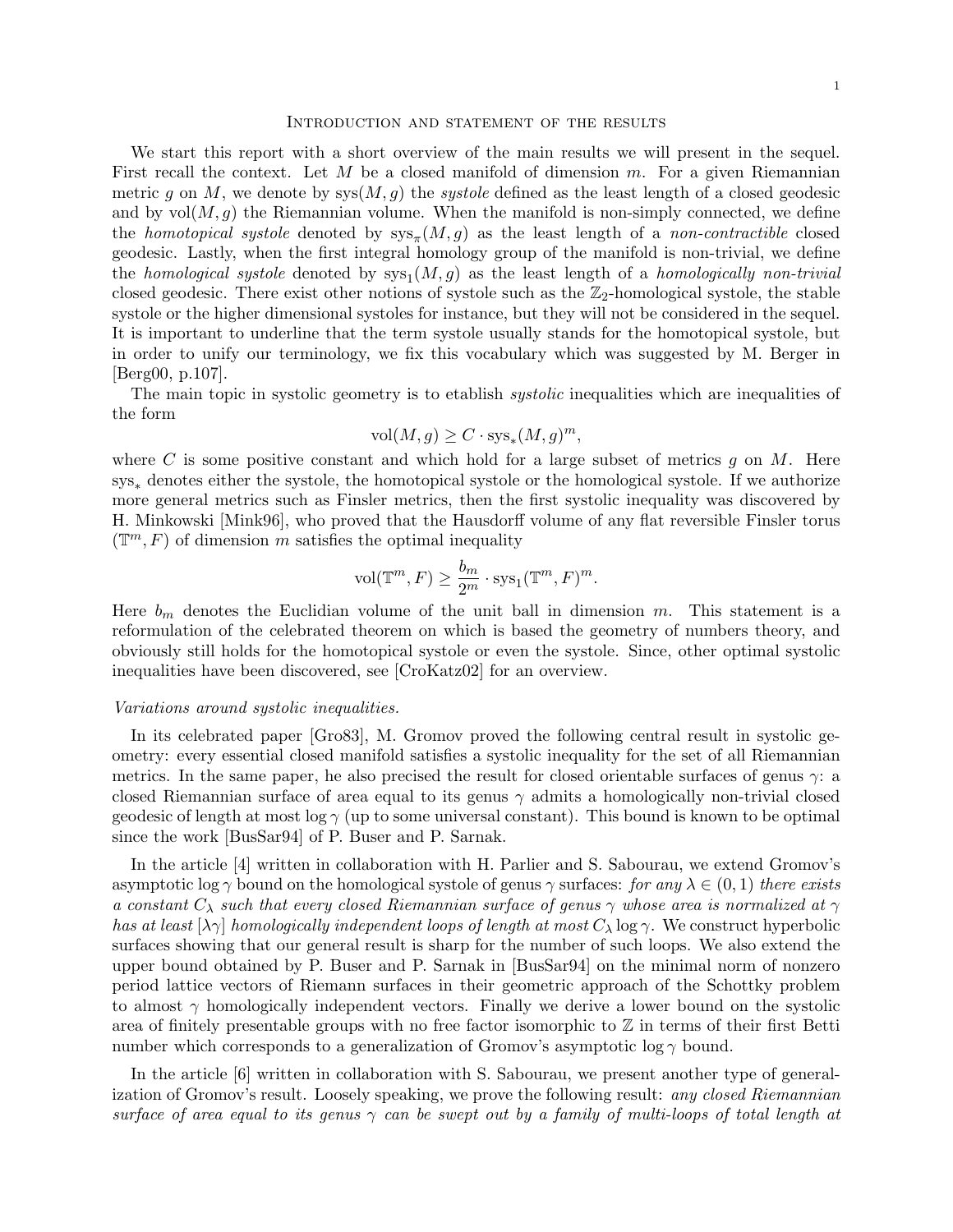## Introduction and statement of the results

We start this report with a short overview of the main results we will present in the sequel. First recall the context. Let $M$ be a closed manifold of dimension $m$. For a given Riemannian metric $g$ on $M$, we denote by $\text{sys}(M,g)$ the *systole* defined as the least length of a closed geodesic and by $\text{vol}(M,g)$ the Riemannian volume. When the manifold is non-simply connected, we define the *homotopical systole* denoted by $\text{sys}_\pi(M,g)$ as the least length of a *non-contractible* closed geodesic. Lastly, when the first integral homology group of the manifold is non-trivial, we define the *homological systole* denoted by $\text{sys}_1(M,g)$ as the least length of a *homologically non-trivial* closed geodesic. There exist other notions of systole such as the $\mathbb{Z}_2$-homological systole, the stable systole or the higher dimensional systoles for instance, but they will not be considered in the sequel. It is important to underline that the term systole usually stands for the homotopical systole, but in order to unify our terminology, we fix this vocabulary which was suggested by M. Berger in [Berg00, p.107].

The main topic in systolic geometry is to etablish *systolic* inequalities which are inequalities of the form

$$\text{vol}(M,g) \geq C \cdot \text{sys}_*(M,g)^m,$$

where $C$ is some positive constant and which hold for a large subset of metrics $g$ on $M$. Here $\text{sys}_*$ denotes either the systole, the homotopical systole or the homological systole. If we authorize more general metrics such as Finsler metrics, then the first systolic inequality was discovered by H. Minkowski [Mink96], who proved that the Hausdorff volume of any flat reversible Finsler torus $(\mathbb{T}^m, F)$ of dimension $m$ satisfies the optimal inequality

$$\text{vol}(\mathbb{T}^m, F) \geq \frac{b_m}{2^m} \cdot \text{sys}_1(\mathbb{T}^m, F)^m.$$

Here $b_m$ denotes the Euclidian volume of the unit ball in dimension $m$. This statement is a reformulation of the celebrated theorem on which is based the geometry of numbers theory, and obviously still holds for the homotopical systole or even the systole. Since, other optimal systolic inequalities have been discovered, see [CroKatz02] for an overview.

*Variations around systolic inequalities.*

In its celebrated paper [Gro83], M. Gromov proved the following central result in systolic geometry: every essential closed manifold satisfies a systolic inequality for the set of all Riemannian metrics. In the same paper, he also precised the result for closed orientable surfaces of genus $\gamma$: a closed Riemannian surface of area equal to its genus $\gamma$ admits a homologically non-trivial closed geodesic of length at most $\log \gamma$ (up to some universal constant). This bound is known to be optimal since the work [BusSar94] of P. Buser and P. Sarnak.

In the article [4] written in collaboration with H. Parlier and S. Sabourau, we extend Gromov's asymptotic $\log \gamma$ bound on the homological systole of genus $\gamma$ surfaces: *for any $\lambda \in (0,1)$ there exists a constant $C_\lambda$ such that every closed Riemannian surface of genus $\gamma$ whose area is normalized at $\gamma$ has at least $[\lambda\gamma]$ homologically independent loops of length at most $C_\lambda \log \gamma$.* We construct hyperbolic surfaces showing that our general result is sharp for the number of such loops. We also extend the upper bound obtained by P. Buser and P. Sarnak in [BusSar94] on the minimal norm of nonzero period lattice vectors of Riemann surfaces in their geometric approach of the Schottky problem to almost $\gamma$ homologically independent vectors. Finally we derive a lower bound on the systolic area of finitely presentable groups with no free factor isomorphic to $\mathbb{Z}$ in terms of their first Betti number which corresponds to a generalization of Gromov's asymptotic $\log \gamma$ bound.

In the article [6] written in collaboration with S. Sabourau, we present another type of generalization of Gromov's result. Loosely speaking, we prove the following result: *any closed Riemannian surface of area equal to its genus $\gamma$ can be swept out by a family of multi-loops of total length at*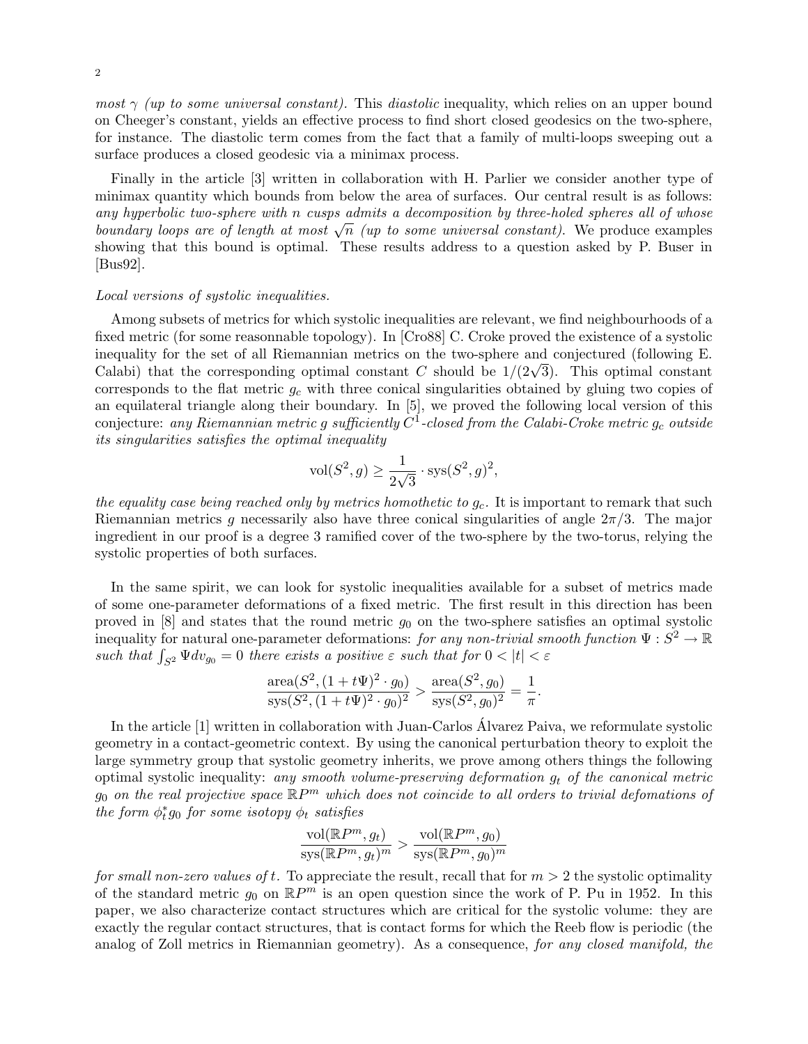*most $\gamma$ (up to some universal constant).* This *diastolic* inequality, which relies on an upper bound on Cheeger's constant, yields an effective process to find short closed geodesics on the two-sphere, for instance. The diastolic term comes from the fact that a family of multi-loops sweeping out a surface produces a closed geodesic via a minimax process.

Finally in the article [3] written in collaboration with H. Parlier we consider another type of minimax quantity which bounds from below the area of surfaces. Our central result is as follows: *any hyperbolic two-sphere with $n$ cusps admits a decomposition by three-holed spheres all of whose boundary loops are of length at most $\sqrt{n}$ (up to some universal constant).* We produce examples showing that this bound is optimal. These results address to a question asked by P. Buser in [Bus92].

*Local versions of systolic inequalities.*

Among subsets of metrics for which systolic inequalities are relevant, we find neighbourhoods of a fixed metric (for some reasonnable topology). In [Cro88] C. Croke proved the existence of a systolic inequality for the set of all Riemannian metrics on the two-sphere and conjectured (following E. Calabi) that the corresponding optimal constant $C$ should be $1/(2\sqrt{3})$. This optimal constant corresponds to the flat metric $g_c$ with three conical singularities obtained by gluing two copies of an equilateral triangle along their boundary. In [5], we proved the following local version of this conjecture: *any Riemannian metric $g$ sufficiently $C^1$-closed from the Calabi-Croke metric $g_c$ outside its singularities satisfies the optimal inequality*

$$\text{vol}(S^2, g) \geq \frac{1}{2\sqrt{3}} \cdot \text{sys}(S^2, g)^2,$$

*the equality case being reached only by metrics homothetic to $g_c$.* It is important to remark that such Riemannian metrics $g$ necessarily also have three conical singularities of angle $2\pi/3$. The major ingredient in our proof is a degree 3 ramified cover of the two-sphere by the two-torus, relying the systolic properties of both surfaces.

In the same spirit, we can look for systolic inequalities available for a subset of metrics made of some one-parameter deformations of a fixed metric. The first result in this direction has been proved in [8] and states that the round metric $g_0$ on the two-sphere satisfies an optimal systolic inequality for natural one-parameter deformations: *for any non-trivial smooth function $\Psi : S^2 \to \mathbb{R}$ such that $\int_{S^2} \Psi dv_{g_0} = 0$ there exists a positive $\varepsilon$ such that for $0 < |t| < \varepsilon$*

$$\frac{\text{area}(S^2, (1+t\Psi)^2 \cdot g_0)}{\text{sys}(S^2, (1+t\Psi)^2 \cdot g_0)^2} > \frac{\text{area}(S^2, g_0)}{\text{sys}(S^2, g_0)^2} = \frac{1}{\pi}.$$

In the article [1] written in collaboration with Juan-Carlos Álvarez Paiva, we reformulate systolic geometry in a contact-geometric context. By using the canonical perturbation theory to exploit the large symmetry group that systolic geometry inherits, we prove among others things the following optimal systolic inequality: *any smooth volume-preserving deformation $g_t$ of the canonical metric $g_0$ on the real projective space $\mathbb{R}P^m$ which does not coincide to all orders to trivial defomations of the form $\phi_t^* g_0$ for some isotopy $\phi_t$ satisfies*

$$\frac{\text{vol}(\mathbb{R}P^m, g_t)}{\text{sys}(\mathbb{R}P^m, g_t)^m} > \frac{\text{vol}(\mathbb{R}P^m, g_0)}{\text{sys}(\mathbb{R}P^m, g_0)^m}$$

*for small non-zero values of $t$.* To appreciate the result, recall that for $m > 2$ the systolic optimality of the standard metric $g_0$ on $\mathbb{R}P^m$ is an open question since the work of P. Pu in 1952. In this paper, we also characterize contact structures which are critical for the systolic volume: they are exactly the regular contact structures, that is contact forms for which the Reeb flow is periodic (the analog of Zoll metrics in Riemannian geometry). As a consequence, *for any closed manifold, the*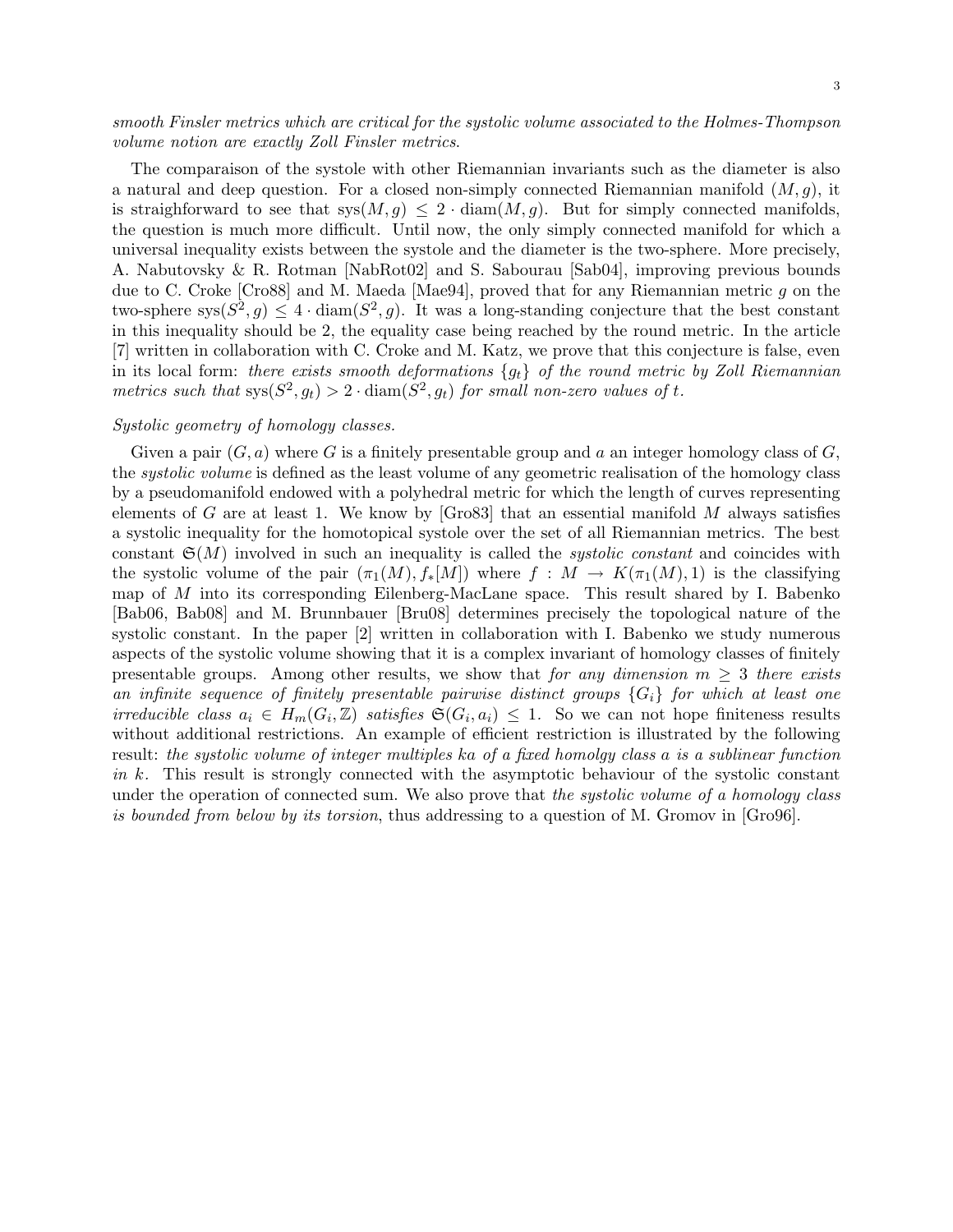*smooth Finsler metrics which are critical for the systolic volume associated to the Holmes-Thompson volume notion are exactly Zoll Finsler metrics*.

The comparaison of the systole with other Riemannian invariants such as the diameter is also a natural and deep question. For a closed non-simply connected Riemannian manifold $(M, g)$, it is straighforward to see that $\text{sys}(M, g) \leq 2 \cdot \text{diam}(M, g)$. But for simply connected manifolds, the question is much more difficult. Until now, the only simply connected manifold for which a universal inequality exists between the systole and the diameter is the two-sphere. More precisely, A. Nabutovsky & R. Rotman [NabRot02] and S. Sabourau [Sab04], improving previous bounds due to C. Croke [Cro88] and M. Maeda [Mae94], proved that for any Riemannian metric $g$ on the two-sphere $\text{sys}(S^2, g) \leq 4 \cdot \text{diam}(S^2, g)$. It was a long-standing conjecture that the best constant in this inequality should be 2, the equality case being reached by the round metric. In the article [7] written in collaboration with C. Croke and M. Katz, we prove that this conjecture is false, even in its local form: *there exists smooth deformations $\{g_t\}$ of the round metric by Zoll Riemannian metrics such that $\text{sys}(S^2, g_t) > 2 \cdot \text{diam}(S^2, g_t)$ for small non-zero values of $t$.*

*Systolic geometry of homology classes.*

Given a pair $(G, a)$ where $G$ is a finitely presentable group and $a$ an integer homology class of $G$, the *systolic volume* is defined as the least volume of any geometric realisation of the homology class by a pseudomanifold endowed with a polyhedral metric for which the length of curves representing elements of $G$ are at least 1. We know by [Gro83] that an essential manifold $M$ always satisfies a systolic inequality for the homotopical systole over the set of all Riemannian metrics. The best constant $\mathfrak{S}(M)$ involved in such an inequality is called the *systolic constant* and coincides with the systolic volume of the pair $(\pi_1(M), f_*[M])$ where $f : M \to K(\pi_1(M), 1)$ is the classifying map of $M$ into its corresponding Eilenberg-MacLane space. This result shared by I. Babenko [Bab06, Bab08] and M. Brunnbauer [Bru08] determines precisely the topological nature of the systolic constant. In the paper [2] written in collaboration with I. Babenko we study numerous aspects of the systolic volume showing that it is a complex invariant of homology classes of finitely presentable groups. Among other results, we show that *for any dimension $m \geq 3$ there exists an infinite sequence of finitely presentable pairwise distinct groups $\{G_i\}$ for which at least one irreducible class $a_i \in H_m(G_i, \mathbb{Z})$ satisfies $\mathfrak{S}(G_i, a_i) \leq 1$.* So we can not hope finiteness results without additional restrictions. An example of efficient restriction is illustrated by the following result: *the systolic volume of integer multiples $ka$ of a fixed homolgy class $a$ is a sublinear function in $k$.* This result is strongly connected with the asymptotic behaviour of the systolic constant under the operation of connected sum. We also prove that *the systolic volume of a homology class is bounded from below by its torsion*, thus addressing to a question of M. Gromov in [Gro96].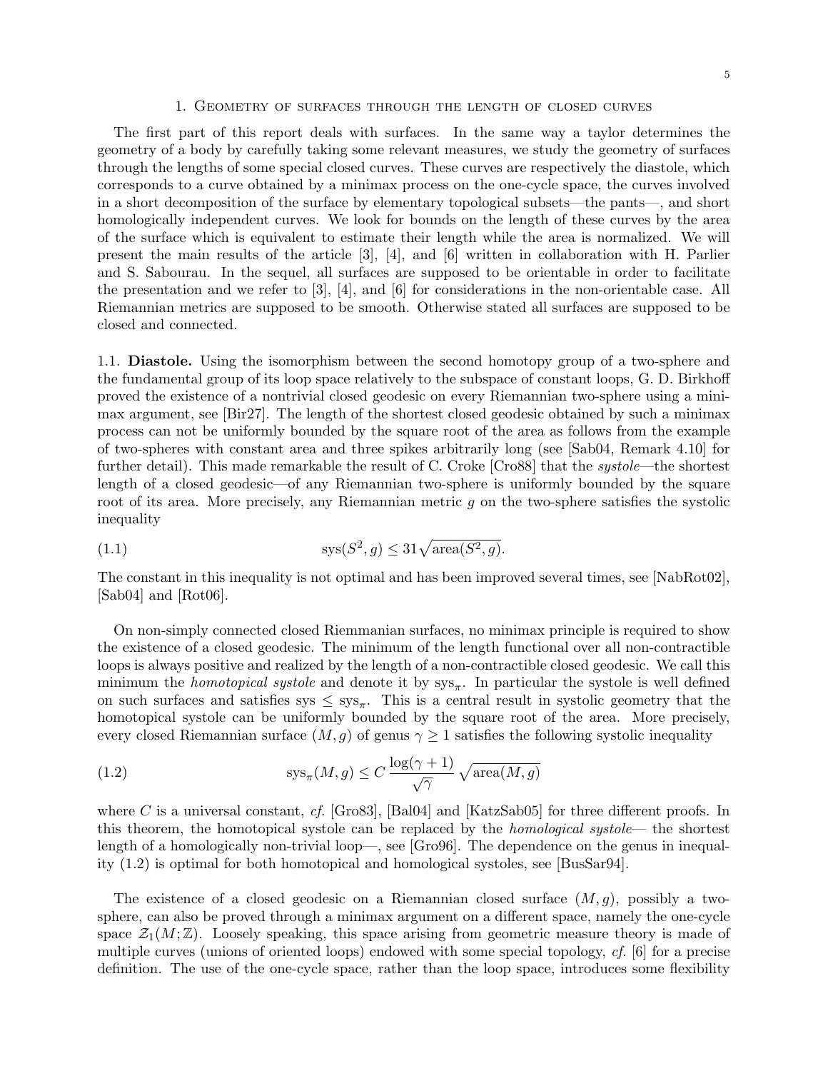## 1. Geometry of surfaces through the length of closed curves

The first part of this report deals with surfaces. In the same way a taylor determines the geometry of a body by carefully taking some relevant measures, we study the geometry of surfaces through the lengths of some special closed curves. These curves are respectively the diastole, which corresponds to a curve obtained by a minimax process on the one-cycle space, the curves involved in a short decomposition of the surface by elementary topological subsets—the pants—, and short homologically independent curves. We look for bounds on the length of these curves by the area of the surface which is equivalent to estimate their length while the area is normalized. We will present the main results of the article [3], [4], and [6] written in collaboration with H. Parlier and S. Sabourau. In the sequel, all surfaces are supposed to be orientable in order to facilitate the presentation and we refer to [3], [4], and [6] for considerations in the non-orientable case. All Riemannian metrics are supposed to be smooth. Otherwise stated all surfaces are supposed to be closed and connected.

### 1.1. Diastole.

Using the isomorphism between the second homotopy group of a two-sphere and the fundamental group of its loop space relatively to the subspace of constant loops, G. D. Birkhoff proved the existence of a nontrivial closed geodesic on every Riemannian two-sphere using a minimax argument, see [Bir27]. The length of the shortest closed geodesic obtained by such a minimax process can not be uniformly bounded by the square root of the area as follows from the example of two-spheres with constant area and three spikes arbitrarily long (see [Sab04, Remark 4.10] for further detail). This made remarkable the result of C. Croke [Cro88] that the *systole*—the shortest length of a closed geodesic—of any Riemannian two-sphere is uniformly bounded by the square root of its area. More precisely, any Riemannian metric $g$ on the two-sphere satisfies the systolic inequality

$$\mathrm{sys}(S^2, g) \leq 31\sqrt{\mathrm{area}(S^2, g)}. \tag{1.1}$$

The constant in this inequality is not optimal and has been improved several times, see [NabRot02], [Sab04] and [Rot06].

On non-simply connected closed Riemmanian surfaces, no minimax principle is required to show the existence of a closed geodesic. The minimum of the length functional over all non-contractible loops is always positive and realized by the length of a non-contractible closed geodesic. We call this minimum the *homotopical systole* and denote it by $\mathrm{sys}_\pi$. In particular the systole is well defined on such surfaces and satisfies $\mathrm{sys} \leq \mathrm{sys}_\pi$. This is a central result in systolic geometry that the homotopical systole can be uniformly bounded by the square root of the area. More precisely, every closed Riemannian surface $(M, g)$ of genus $\gamma \geq 1$ satisfies the following systolic inequality

$$\mathrm{sys}_\pi(M, g) \leq C\,\frac{\log(\gamma+1)}{\sqrt{\gamma}}\,\sqrt{\mathrm{area}(M, g)} \tag{1.2}$$

where $C$ is a universal constant, *cf.* [Gro83], [Bal04] and [KatzSab05] for three different proofs. In this theorem, the homotopical systole can be replaced by the *homological systole*— the shortest length of a homologically non-trivial loop—, see [Gro96]. The dependence on the genus in inequality (1.2) is optimal for both homotopical and homological systoles, see [BusSar94].

The existence of a closed geodesic on a Riemannian closed surface $(M, g)$, possibly a two-sphere, can also be proved through a minimax argument on a different space, namely the one-cycle space $\mathcal{Z}_1(M;\mathbb{Z})$. Loosely speaking, this space arising from geometric measure theory is made of multiple curves (unions of oriented loops) endowed with some special topology, *cf.* [6] for a precise definition. The use of the one-cycle space, rather than the loop space, introduces some flexibility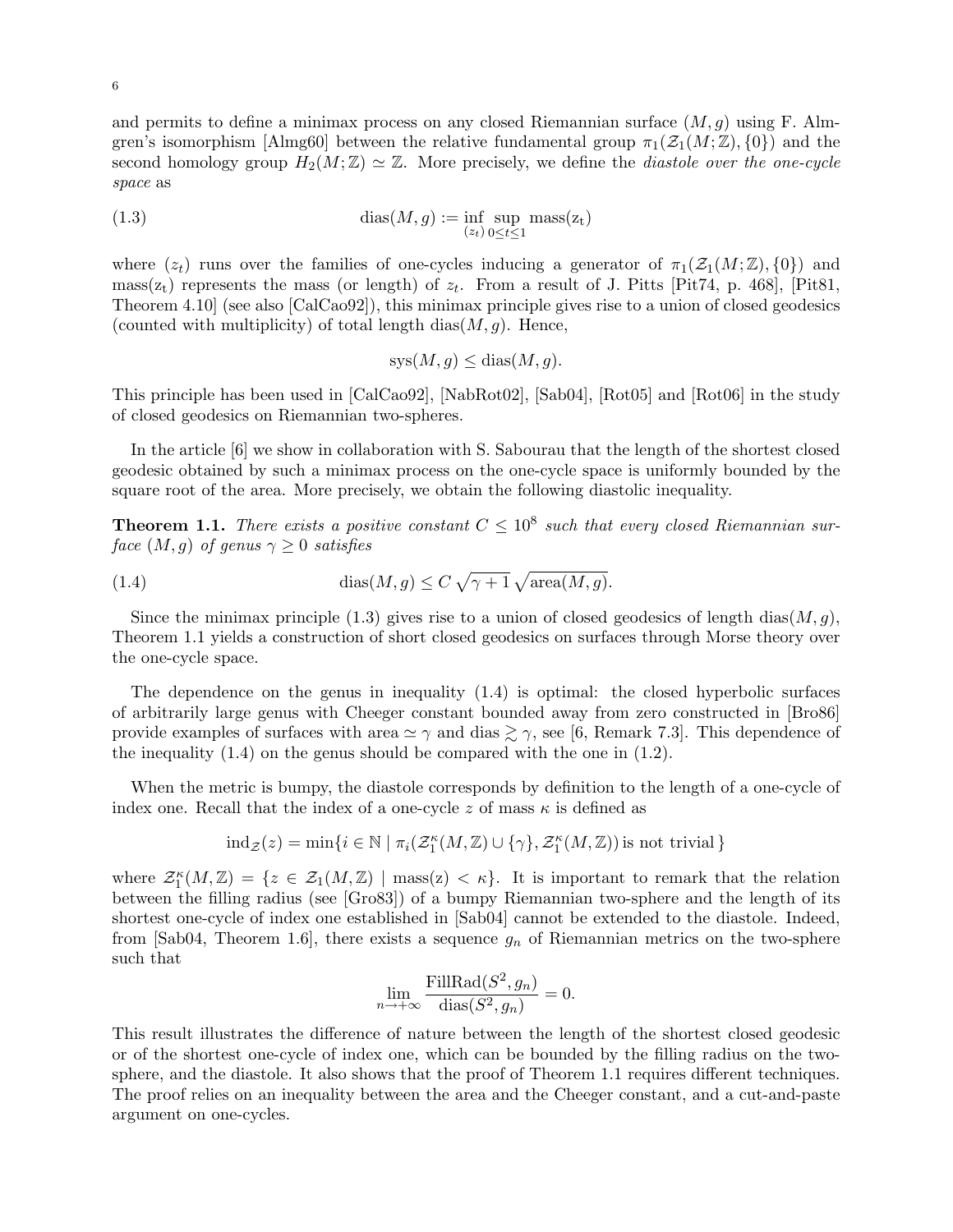and permits to define a minimax process on any closed Riemannian surface $(M, g)$ using F. Almgren's isomorphism [Almg60] between the relative fundamental group $\pi_1(\mathcal{Z}_1(M;\mathbb{Z}), \{0\})$ and the second homology group $H_2(M;\mathbb{Z}) \simeq \mathbb{Z}$. More precisely, we define the *diastole over the one-cycle space* as

$$\operatorname{dias}(M, g) := \inf_{(z_t)} \sup_{0 \leq t \leq 1} \operatorname{mass}(z_t) \tag{1.3}$$

where $(z_t)$ runs over the families of one-cycles inducing a generator of $\pi_1(\mathcal{Z}_1(M;\mathbb{Z}), \{0\})$ and $\operatorname{mass}(z_t)$ represents the mass (or length) of $z_t$. From a result of J. Pitts [Pit74, p. 468], [Pit81, Theorem 4.10] (see also [CalCao92]), this minimax principle gives rise to a union of closed geodesics (counted with multiplicity) of total length $\operatorname{dias}(M, g)$. Hence,

$$\operatorname{sys}(M, g) \leq \operatorname{dias}(M, g).$$

This principle has been used in [CalCao92], [NabRot02], [Sab04], [Rot05] and [Rot06] in the study of closed geodesics on Riemannian two-spheres.

In the article [6] we show in collaboration with S. Sabourau that the length of the shortest closed geodesic obtained by such a minimax process on the one-cycle space is uniformly bounded by the square root of the area. More precisely, we obtain the following diastolic inequality.

**Theorem 1.1.** *There exists a positive constant $C \leq 10^8$ such that every closed Riemannian surface $(M, g)$ of genus $\gamma \geq 0$ satisfies*

$$\operatorname{dias}(M, g) \leq C \sqrt{\gamma + 1} \sqrt{\operatorname{area}(M, g)}. \tag{1.4}$$

Since the minimax principle (1.3) gives rise to a union of closed geodesics of length $\operatorname{dias}(M, g)$, Theorem 1.1 yields a construction of short closed geodesics on surfaces through Morse theory over the one-cycle space.

The dependence on the genus in inequality (1.4) is optimal: the closed hyperbolic surfaces of arbitrarily large genus with Cheeger constant bounded away from zero constructed in [Bro86] provide examples of surfaces with area $\simeq \gamma$ and dias $\gtrsim \gamma$, see [6, Remark 7.3]. This dependence of the inequality (1.4) on the genus should be compared with the one in (1.2).

When the metric is bumpy, the diastole corresponds by definition to the length of a one-cycle of index one. Recall that the index of a one-cycle $z$ of mass $\kappa$ is defined as

$$\operatorname{ind}_{\mathcal{Z}}(z) = \min\{i \in \mathbb{N} \mid \pi_i(\mathcal{Z}_1^\kappa(M, \mathbb{Z}) \cup \{\gamma\}, \mathcal{Z}_1^\kappa(M, \mathbb{Z})) \text{ is not trivial}\}$$

where $\mathcal{Z}_1^\kappa(M, \mathbb{Z}) = \{z \in \mathcal{Z}_1(M, \mathbb{Z}) \mid \operatorname{mass}(z) < \kappa\}$. It is important to remark that the relation between the filling radius (see [Gro83]) of a bumpy Riemannian two-sphere and the length of its shortest one-cycle of index one established in [Sab04] cannot be extended to the diastole. Indeed, from [Sab04, Theorem 1.6], there exists a sequence $g_n$ of Riemannian metrics on the two-sphere such that

$$\lim_{n \to +\infty} \frac{\operatorname{FillRad}(S^2, g_n)}{\operatorname{dias}(S^2, g_n)} = 0.$$

This result illustrates the difference of nature between the length of the shortest closed geodesic or of the shortest one-cycle of index one, which can be bounded by the filling radius on the two-sphere, and the diastole. It also shows that the proof of Theorem 1.1 requires different techniques. The proof relies on an inequality between the area and the Cheeger constant, and a cut-and-paste argument on one-cycles.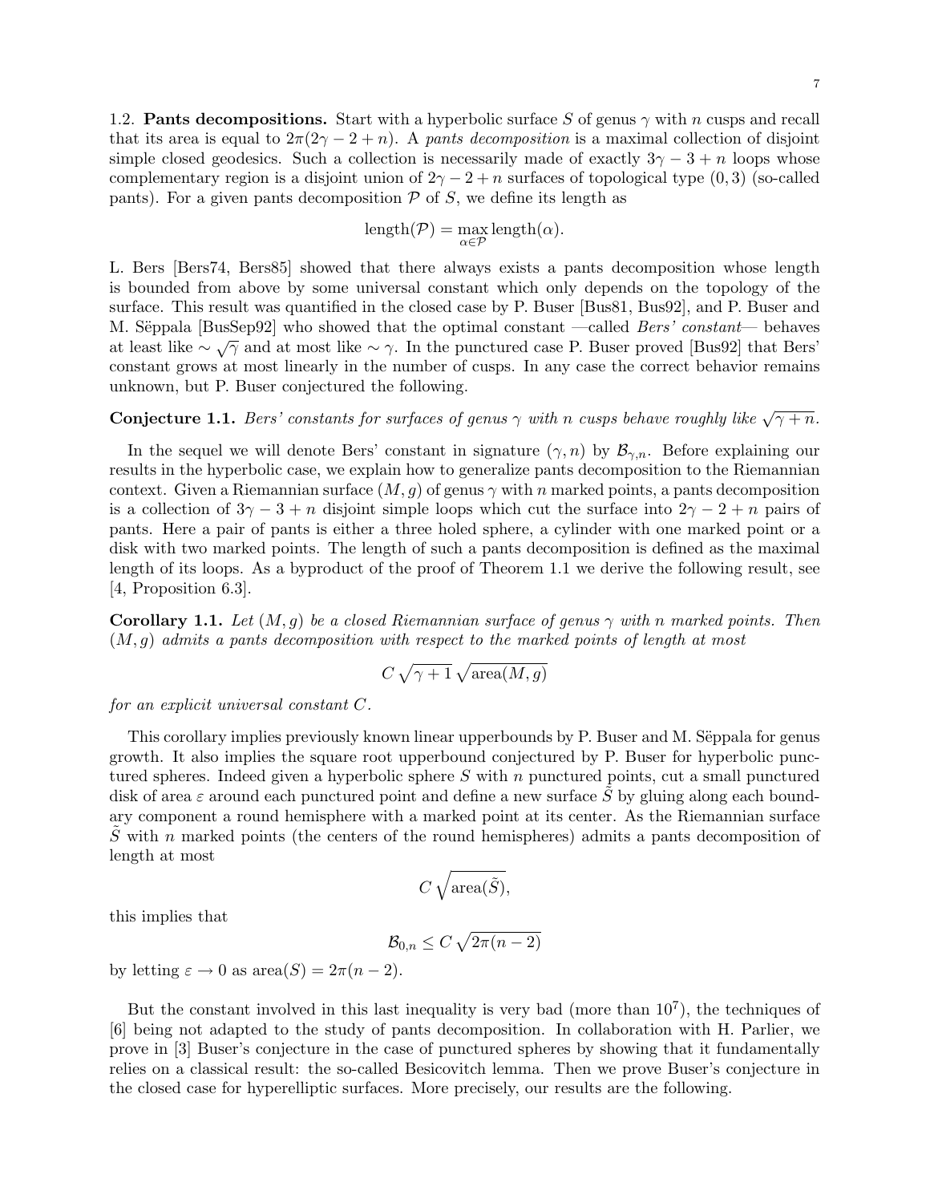1.2. **Pants decompositions.** Start with a hyperbolic surface $S$ of genus $\gamma$ with $n$ cusps and recall that its area is equal to $2\pi(2\gamma - 2 + n)$. A *pants decomposition* is a maximal collection of disjoint simple closed geodesics. Such a collection is necessarily made of exactly $3\gamma - 3 + n$ loops whose complementary region is a disjoint union of $2\gamma - 2 + n$ surfaces of topological type $(0, 3)$ (so-called pants). For a given pants decomposition $\mathcal{P}$ of $S$, we define its length as

$$\text{length}(\mathcal{P}) = \max_{\alpha \in \mathcal{P}} \text{length}(\alpha).$$

L. Bers [Bers74, Bers85] showed that there always exists a pants decomposition whose length is bounded from above by some universal constant which only depends on the topology of the surface. This result was quantified in the closed case by P. Buser [Bus81, Bus92], and P. Buser and M. Sëppala [BusSep92] who showed that the optimal constant —called *Bers' constant*— behaves at least like $\sim \sqrt{\gamma}$ and at most like $\sim \gamma$. In the punctured case P. Buser proved [Bus92] that Bers' constant grows at most linearly in the number of cusps. In any case the correct behavior remains unknown, but P. Buser conjectured the following.

**Conjecture 1.1.** *Bers' constants for surfaces of genus $\gamma$ with $n$ cusps behave roughly like $\sqrt{\gamma + n}$.*

In the sequel we will denote Bers' constant in signature $(\gamma, n)$ by $\mathcal{B}_{\gamma,n}$. Before explaining our results in the hyperbolic case, we explain how to generalize pants decomposition to the Riemannian context. Given a Riemannian surface $(M, g)$ of genus $\gamma$ with $n$ marked points, a pants decomposition is a collection of $3\gamma - 3 + n$ disjoint simple loops which cut the surface into $2\gamma - 2 + n$ pairs of pants. Here a pair of pants is either a three holed sphere, a cylinder with one marked point or a disk with two marked points. The length of such a pants decomposition is defined as the maximal length of its loops. As a byproduct of the proof of Theorem 1.1 we derive the following result, see [4, Proposition 6.3].

**Corollary 1.1.** *Let $(M, g)$ be a closed Riemannian surface of genus $\gamma$ with n marked points. Then $(M, g)$ admits a pants decomposition with respect to the marked points of length at most*

$$C \sqrt{\gamma + 1} \sqrt{\text{area}(M, g)}$$

*for an explicit universal constant $C$.*

This corollary implies previously known linear upperbounds by P. Buser and M. Sëppala for genus growth. It also implies the square root upperbound conjectured by P. Buser for hyperbolic punctured spheres. Indeed given a hyperbolic sphere $S$ with $n$ punctured points, cut a small punctured disk of area $\varepsilon$ around each punctured point and define a new surface $\tilde{S}$ by gluing along each boundary component a round hemisphere with a marked point at its center. As the Riemannian surface $\tilde{S}$ with $n$ marked points (the centers of the round hemispheres) admits a pants decomposition of length at most

$$C \sqrt{\text{area}(\tilde{S})},$$

this implies that

$$\mathcal{B}_{0,n} \leq C \sqrt{2\pi(n-2)}$$

by letting $\varepsilon \to 0$ as $\text{area}(S) = 2\pi(n - 2)$.

But the constant involved in this last inequality is very bad (more than $10^7$), the techniques of [6] being not adapted to the study of pants decomposition. In collaboration with H. Parlier, we prove in [3] Buser's conjecture in the case of punctured spheres by showing that it fundamentally relies on a classical result: the so-called Besicovitch lemma. Then we prove Buser's conjecture in the closed case for hyperelliptic surfaces. More precisely, our results are the following.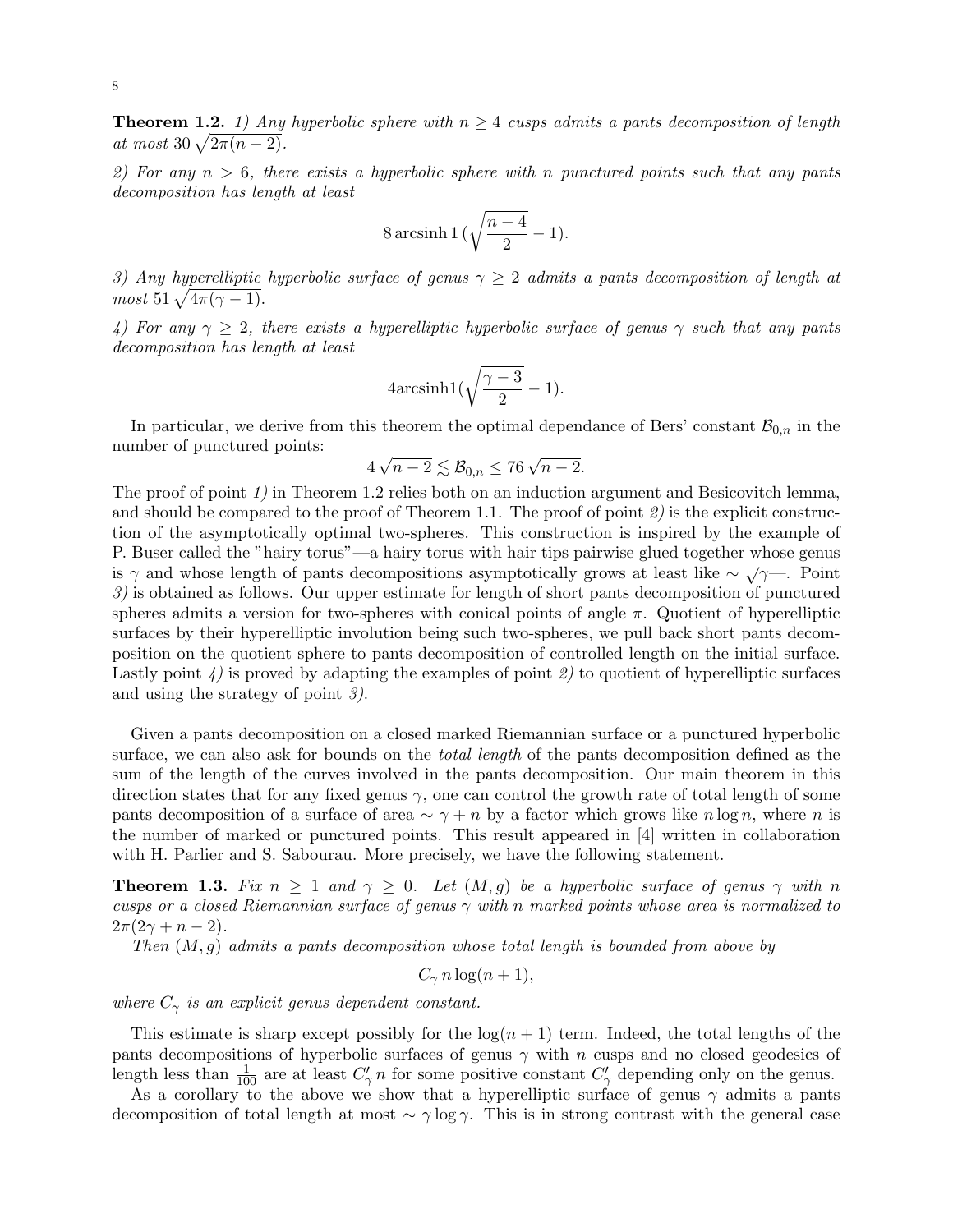**Theorem 1.2.** *1) Any hyperbolic sphere with $n \geq 4$ cusps admits a pants decomposition of length at most $30\sqrt{2\pi(n-2)}$.*

*2) For any $n > 6$, there exists a hyperbolic sphere with $n$ punctured points such that any pants decomposition has length at least*

$$8 \operatorname{arcsinh} 1 \,(\sqrt{\frac{n-4}{2}} - 1).$$

*3) Any hyperelliptic hyperbolic surface of genus $\gamma \geq 2$ admits a pants decomposition of length at most $51\sqrt{4\pi(\gamma - 1)}$.*

*4) For any $\gamma \geq 2$, there exists a hyperelliptic hyperbolic surface of genus $\gamma$ such that any pants decomposition has length at least*

$$4\operatorname{arcsinh}1(\sqrt{\frac{\gamma-3}{2}} - 1).$$

In particular, we derive from this theorem the optimal dependance of Bers' constant $\mathcal{B}_{0,n}$ in the number of punctured points:

$$4\sqrt{n-2} \lesssim \mathcal{B}_{0,n} \leq 76\sqrt{n-2}.$$

The proof of point *1)* in Theorem 1.2 relies both on an induction argument and Besicovitch lemma, and should be compared to the proof of Theorem 1.1. The proof of point *2)* is the explicit construction of the asymptotically optimal two-spheres. This construction is inspired by the example of P. Buser called the "hairy torus"—a hairy torus with hair tips pairwise glued together whose genus is $\gamma$ and whose length of pants decompositions asymptotically grows at least like $\sim \sqrt{\gamma}$—. Point *3)* is obtained as follows. Our upper estimate for length of short pants decomposition of punctured spheres admits a version for two-spheres with conical points of angle $\pi$. Quotient of hyperelliptic surfaces by their hyperelliptic involution being such two-spheres, we pull back short pants decomposition on the quotient sphere to pants decomposition of controlled length on the initial surface. Lastly point *4)* is proved by adapting the examples of point *2)* to quotient of hyperelliptic surfaces and using the strategy of point *3)*.

Given a pants decomposition on a closed marked Riemannian surface or a punctured hyperbolic surface, we can also ask for bounds on the *total length* of the pants decomposition defined as the sum of the length of the curves involved in the pants decomposition. Our main theorem in this direction states that for any fixed genus $\gamma$, one can control the growth rate of total length of some pants decomposition of a surface of area $\sim \gamma + n$ by a factor which grows like $n \log n$, where $n$ is the number of marked or punctured points. This result appeared in [4] written in collaboration with H. Parlier and S. Sabourau. More precisely, we have the following statement.

**Theorem 1.3.** *Fix $n \geq 1$ and $\gamma \geq 0$. Let $(M, g)$ be a hyperbolic surface of genus $\gamma$ with $n$ cusps or a closed Riemannian surface of genus $\gamma$ with $n$ marked points whose area is normalized to $2\pi(2\gamma + n - 2)$.*

*Then $(M, g)$ admits a pants decomposition whose total length is bounded from above by*

$$C_\gamma \, n \log(n+1),$$

*where $C_\gamma$ is an explicit genus dependent constant.*

This estimate is sharp except possibly for the $\log(n+1)$ term. Indeed, the total lengths of the pants decompositions of hyperbolic surfaces of genus $\gamma$ with $n$ cusps and no closed geodesics of length less than $\frac{1}{100}$ are at least $C'_\gamma \, n$ for some positive constant $C'_\gamma$ depending only on the genus.

As a corollary to the above we show that a hyperelliptic surface of genus $\gamma$ admits a pants decomposition of total length at most $\sim \gamma \log \gamma$. This is in strong contrast with the general case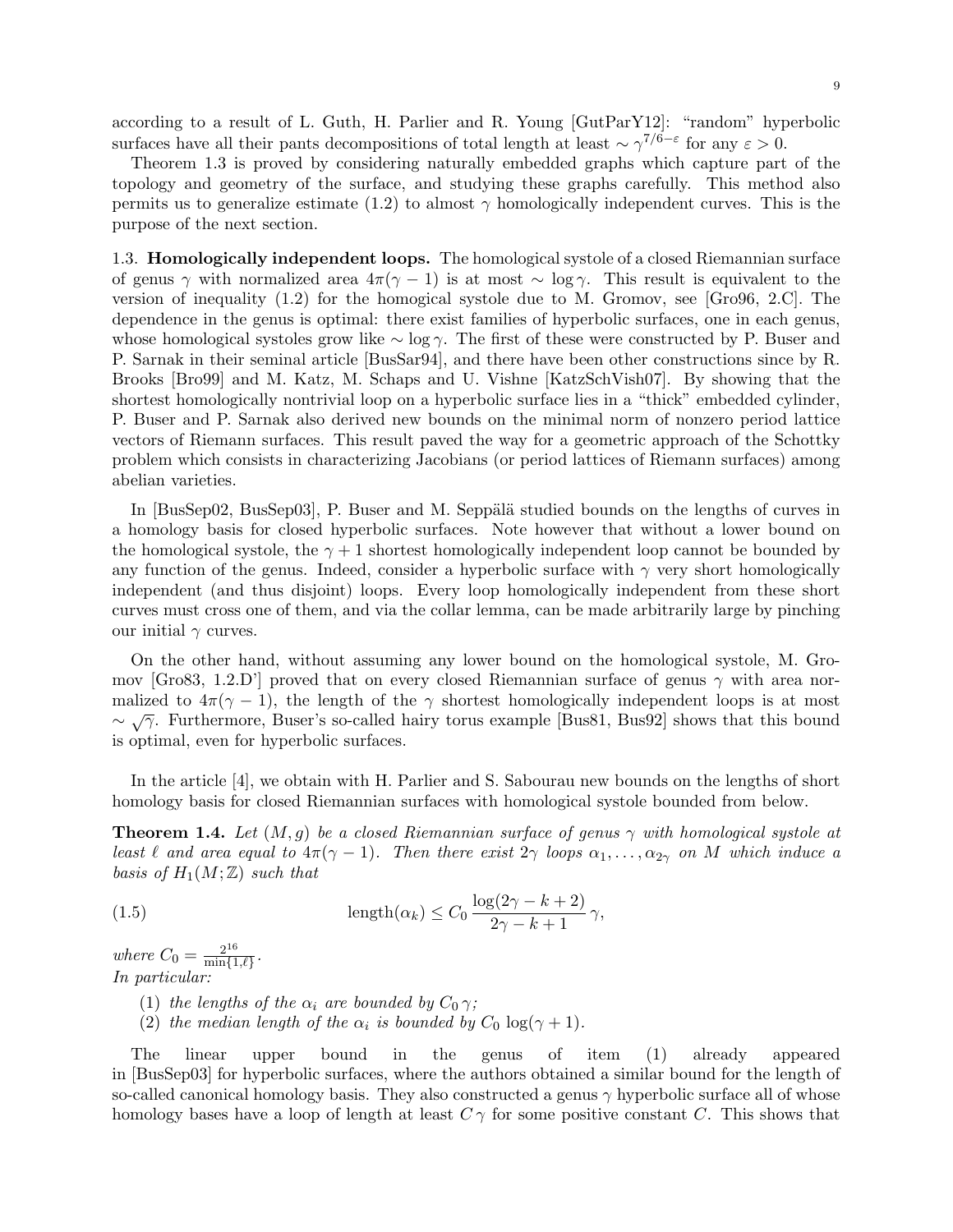according to a result of L. Guth, H. Parlier and R. Young [GutParY12]: "random" hyperbolic surfaces have all their pants decompositions of total length at least $\sim \gamma^{7/6-\varepsilon}$ for any $\varepsilon > 0$.

Theorem 1.3 is proved by considering naturally embedded graphs which capture part of the topology and geometry of the surface, and studying these graphs carefully. This method also permits us to generalize estimate (1.2) to almost $\gamma$ homologically independent curves. This is the purpose of the next section.

### 1.3. Homologically independent loops.

The homological systole of a closed Riemannian surface of genus $\gamma$ with normalized area $4\pi(\gamma-1)$ is at most $\sim \log \gamma$. This result is equivalent to the version of inequality (1.2) for the homogical systole due to M. Gromov, see [Gro96, 2.C]. The dependence in the genus is optimal: there exist families of hyperbolic surfaces, one in each genus, whose homological systoles grow like $\sim \log \gamma$. The first of these were constructed by P. Buser and P. Sarnak in their seminal article [BusSar94], and there have been other constructions since by R. Brooks [Bro99] and M. Katz, M. Schaps and U. Vishne [KatzSchVish07]. By showing that the shortest homologically nontrivial loop on a hyperbolic surface lies in a "thick" embedded cylinder, P. Buser and P. Sarnak also derived new bounds on the minimal norm of nonzero period lattice vectors of Riemann surfaces. This result paved the way for a geometric approach of the Schottky problem which consists in characterizing Jacobians (or period lattices of Riemann surfaces) among abelian varieties.

In [BusSep02, BusSep03], P. Buser and M. Seppälä studied bounds on the lengths of curves in a homology basis for closed hyperbolic surfaces. Note however that without a lower bound on the homological systole, the $\gamma+1$ shortest homologically independent loop cannot be bounded by any function of the genus. Indeed, consider a hyperbolic surface with $\gamma$ very short homologically independent (and thus disjoint) loops. Every loop homologically independent from these short curves must cross one of them, and via the collar lemma, can be made arbitrarily large by pinching our initial $\gamma$ curves.

On the other hand, without assuming any lower bound on the homological systole, M. Gromov [Gro83, 1.2.D'] proved that on every closed Riemannian surface of genus $\gamma$ with area normalized to $4\pi(\gamma-1)$, the length of the $\gamma$ shortest homologically independent loops is at most $\sim \sqrt{\gamma}$. Furthermore, Buser's so-called hairy torus example [Bus81, Bus92] shows that this bound is optimal, even for hyperbolic surfaces.

In the article [4], we obtain with H. Parlier and S. Sabourau new bounds on the lengths of short homology basis for closed Riemannian surfaces with homological systole bounded from below.

**Theorem 1.4.** *Let $(M,g)$ be a closed Riemannian surface of genus $\gamma$ with homological systole at least $\ell$ and area equal to $4\pi(\gamma-1)$. Then there exist $2\gamma$ loops $\alpha_1, \ldots, \alpha_{2\gamma}$ on $M$ which induce a basis of $H_1(M;\mathbb{Z})$ such that*

$$\text{length}(\alpha_k) \leq C_0 \, \frac{\log(2\gamma - k + 2)}{2\gamma - k + 1} \, \gamma, \tag{1.5}$$

*where $C_0 = \frac{2^{16}}{\min\{1,\ell\}}$.*
*In particular:*

1. *the lengths of the $\alpha_i$ are bounded by $C_0 \, \gamma$;*
2. *the median length of the $\alpha_i$ is bounded by $C_0 \, \log(\gamma+1)$.*

The linear upper bound in the genus of item (1) already appeared in [BusSep03] for hyperbolic surfaces, where the authors obtained a similar bound for the length of so-called canonical homology basis. They also constructed a genus $\gamma$ hyperbolic surface all of whose homology bases have a loop of length at least $C\,\gamma$ for some positive constant $C$. This shows that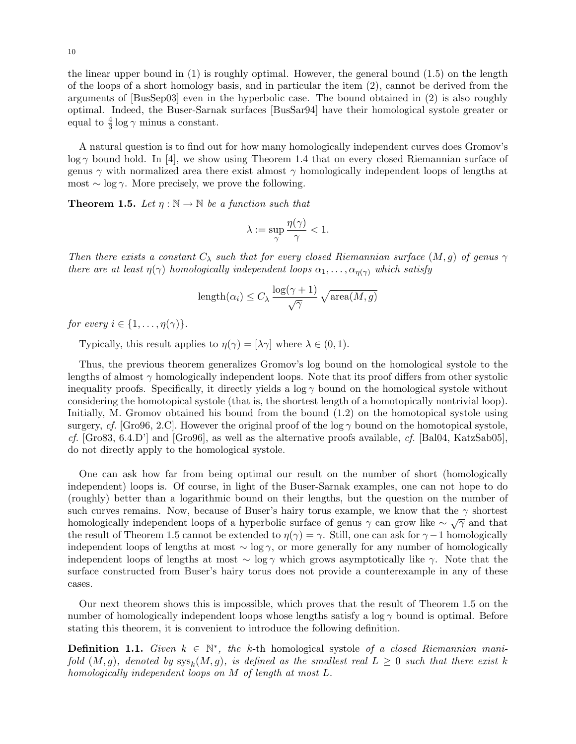the linear upper bound in (1) is roughly optimal. However, the general bound (1.5) on the length of the loops of a short homology basis, and in particular the item (2), cannot be derived from the arguments of [BusSep03] even in the hyperbolic case. The bound obtained in (2) is also roughly optimal. Indeed, the Buser-Sarnak surfaces [BusSar94] have their homological systole greater or equal to $\frac{4}{3}\log\gamma$ minus a constant.

A natural question is to find out for how many homologically independent curves does Gromov's $\log\gamma$ bound hold. In [4], we show using Theorem 1.4 that on every closed Riemannian surface of genus $\gamma$ with normalized area there exist almost $\gamma$ homologically independent loops of lengths at most $\sim\log\gamma$. More precisely, we prove the following.

**Theorem 1.5.** *Let $\eta:\mathbb{N}\to\mathbb{N}$ be a function such that*

$$\lambda := \sup_{\gamma}\frac{\eta(\gamma)}{\gamma} < 1.$$

*Then there exists a constant $C_\lambda$ such that for every closed Riemannian surface $(M,g)$ of genus $\gamma$ there are at least $\eta(\gamma)$ homologically independent loops $\alpha_1,\ldots,\alpha_{\eta(\gamma)}$ which satisfy*

$$\mathrm{length}(\alpha_i) \leq C_\lambda\,\frac{\log(\gamma+1)}{\sqrt{\gamma}}\,\sqrt{\mathrm{area}(M,g)}$$

*for every $i\in\{1,\ldots,\eta(\gamma)\}$.*

Typically, this result applies to $\eta(\gamma)=[\lambda\gamma]$ where $\lambda\in(0,1)$.

Thus, the previous theorem generalizes Gromov's log bound on the homological systole to the lengths of almost $\gamma$ homologically independent loops. Note that its proof differs from other systolic inequality proofs. Specifically, it directly yields a $\log\gamma$ bound on the homological systole without considering the homotopical systole (that is, the shortest length of a homotopically nontrivial loop). Initially, M. Gromov obtained his bound from the bound (1.2) on the homotopical systole using surgery, *cf.* [Gro96, 2.C]. However the original proof of the $\log\gamma$ bound on the homotopical systole, *cf.* [Gro83, 6.4.D'] and [Gro96], as well as the alternative proofs available, *cf.* [Bal04, KatzSab05], do not directly apply to the homological systole.

One can ask how far from being optimal our result on the number of short (homologically independent) loops is. Of course, in light of the Buser-Sarnak examples, one can not hope to do (roughly) better than a logarithmic bound on their lengths, but the question on the number of such curves remains. Now, because of Buser's hairy torus example, we know that the $\gamma$ shortest homologically independent loops of a hyperbolic surface of genus $\gamma$ can grow like $\sim\sqrt{\gamma}$ and that the result of Theorem 1.5 cannot be extended to $\eta(\gamma)=\gamma$. Still, one can ask for $\gamma-1$ homologically independent loops of lengths at most $\sim\log\gamma$, or more generally for any number of homologically independent loops of lengths at most $\sim\log\gamma$ which grows asymptotically like $\gamma$. Note that the surface constructed from Buser's hairy torus does not provide a counterexample in any of these cases.

Our next theorem shows this is impossible, which proves that the result of Theorem 1.5 on the number of homologically independent loops whose lengths satisfy a $\log\gamma$ bound is optimal. Before stating this theorem, it is convenient to introduce the following definition.

**Definition 1.1.** *Given $k\in\mathbb{N}^*$, the* $k$-th homological systole *of a closed Riemannian manifold $(M,g)$, denoted by $\mathrm{sys}_k(M,g)$, is defined as the smallest real $L\geq 0$ such that there exist $k$ homologically independent loops on $M$ of length at most $L$.*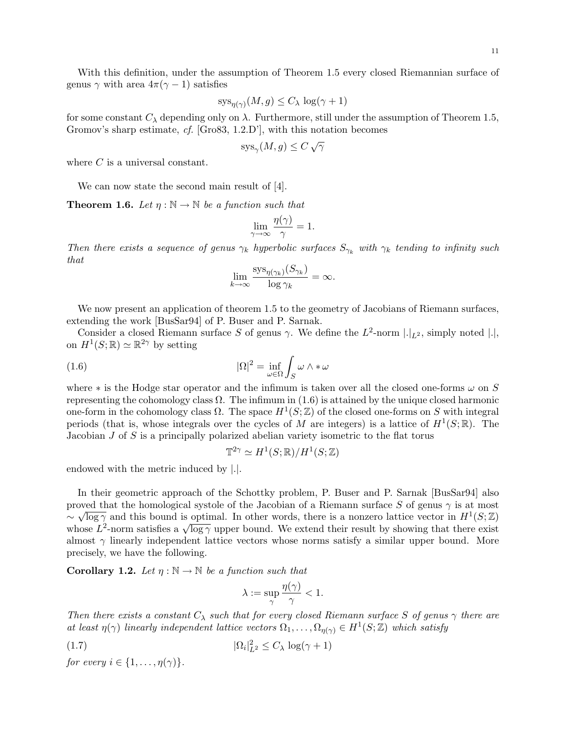With this definition, under the assumption of Theorem 1.5 every closed Riemannian surface of genus $\gamma$ with area $4\pi(\gamma - 1)$ satisfies

$$\mathrm{sys}_{\eta(\gamma)}(M, g) \leq C_\lambda \log(\gamma + 1)$$

for some constant $C_\lambda$ depending only on $\lambda$. Furthermore, still under the assumption of Theorem 1.5, Gromov's sharp estimate, *cf.* [Gro83, 1.2.D'], with this notation becomes

$$\mathrm{sys}_\gamma(M, g) \leq C \sqrt{\gamma}$$

where $C$ is a universal constant.

We can now state the second main result of [4].

**Theorem 1.6.** *Let $\eta : \mathbb{N} \to \mathbb{N}$ be a function such that*

$$\lim_{\gamma \to \infty} \frac{\eta(\gamma)}{\gamma} = 1.$$

*Then there exists a sequence of genus $\gamma_k$ hyperbolic surfaces $S_{\gamma_k}$ with $\gamma_k$ tending to infinity such that*

$$\lim_{k \to \infty} \frac{\mathrm{sys}_{\eta(\gamma_k)}(S_{\gamma_k})}{\log \gamma_k} = \infty.$$

We now present an application of theorem 1.5 to the geometry of Jacobians of Riemann surfaces, extending the work [BusSar94] of P. Buser and P. Sarnak.

Consider a closed Riemann surface $S$ of genus $\gamma$. We define the $L^2$-norm $|.|_{L^2}$, simply noted $|.|$, on $H^1(S; \mathbb{R}) \simeq \mathbb{R}^{2\gamma}$ by setting

$$|\Omega|^2 = \inf_{\omega \in \Omega} \int_S \omega \wedge * \omega \tag{1.6}$$

where $*$ is the Hodge star operator and the infimum is taken over all the closed one-forms $\omega$ on $S$ representing the cohomology class $\Omega$. The infimum in (1.6) is attained by the unique closed harmonic one-form in the cohomology class $\Omega$. The space $H^1(S; \mathbb{Z})$ of the closed one-forms on $S$ with integral periods (that is, whose integrals over the cycles of $M$ are integers) is a lattice of $H^1(S; \mathbb{R})$. The Jacobian $J$ of $S$ is a principally polarized abelian variety isometric to the flat torus

$$\mathbb{T}^{2\gamma} \simeq H^1(S; \mathbb{R})/H^1(S; \mathbb{Z})$$

endowed with the metric induced by $|.|$.

In their geometric approach of the Schottky problem, P. Buser and P. Sarnak [BusSar94] also proved that the homological systole of the Jacobian of a Riemann surface $S$ of genus $\gamma$ is at most $\sim \sqrt{\log \gamma}$ and this bound is optimal. In other words, there is a nonzero lattice vector in $H^1(S; \mathbb{Z})$ whose $L^2$-norm satisfies a $\sqrt{\log \gamma}$ upper bound. We extend their result by showing that there exist almost $\gamma$ linearly independent lattice vectors whose norms satisfy a similar upper bound. More precisely, we have the following.

**Corollary 1.2.** *Let $\eta : \mathbb{N} \to \mathbb{N}$ be a function such that*

$$\lambda := \sup_\gamma \frac{\eta(\gamma)}{\gamma} < 1.$$

*Then there exists a constant $C_\lambda$ such that for every closed Riemann surface $S$ of genus $\gamma$ there are at least $\eta(\gamma)$ linearly independent lattice vectors $\Omega_1, \ldots, \Omega_{\eta(\gamma)} \in H^1(S; \mathbb{Z})$ which satisfy*

$$|\Omega_i|^2_{L^2} \leq C_\lambda \log(\gamma + 1) \tag{1.7}$$

*for every $i \in \{1, \ldots, \eta(\gamma)\}$.*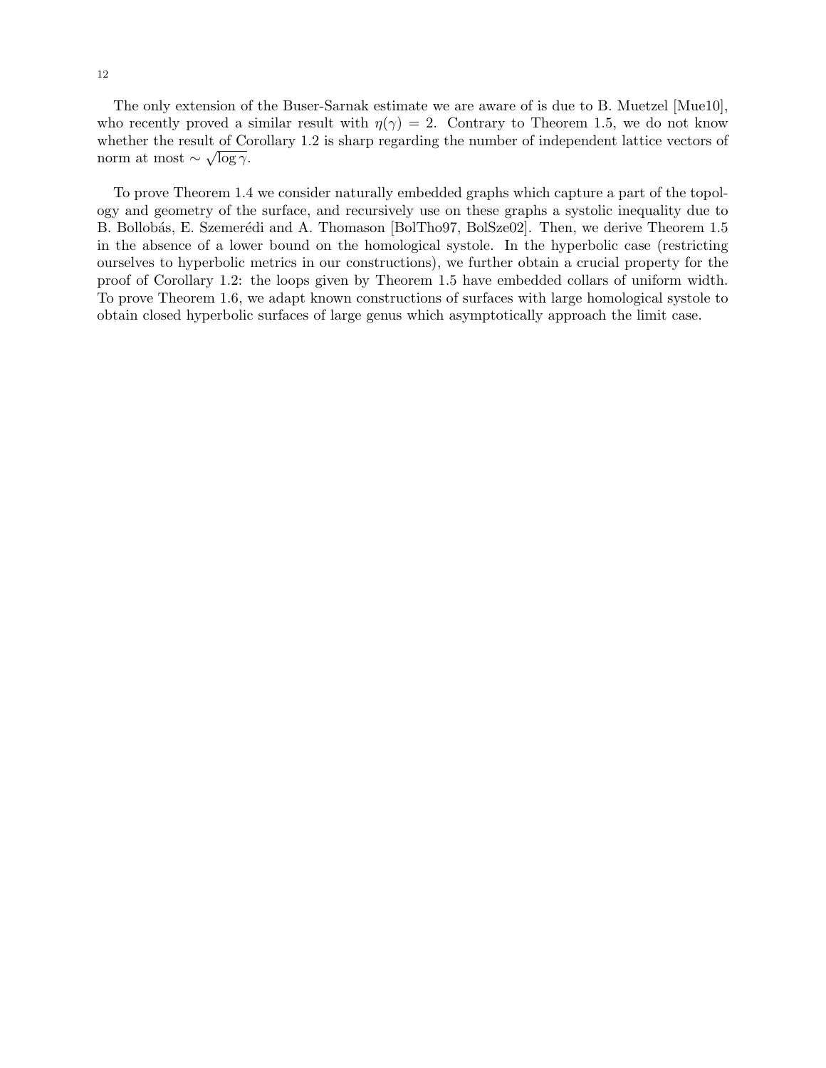The only extension of the Buser-Sarnak estimate we are aware of is due to B. Muetzel [Mue10], who recently proved a similar result with $\eta(\gamma) = 2$. Contrary to Theorem 1.5, we do not know whether the result of Corollary 1.2 is sharp regarding the number of independent lattice vectors of norm at most $\sim \sqrt{\log \gamma}$.

To prove Theorem 1.4 we consider naturally embedded graphs which capture a part of the topology and geometry of the surface, and recursively use on these graphs a systolic inequality due to B. Bollobás, E. Szemerédi and A. Thomason [BolTho97, BolSze02]. Then, we derive Theorem 1.5 in the absence of a lower bound on the homological systole. In the hyperbolic case (restricting ourselves to hyperbolic metrics in our constructions), we further obtain a crucial property for the proof of Corollary 1.2: the loops given by Theorem 1.5 have embedded collars of uniform width. To prove Theorem 1.6, we adapt known constructions of surfaces with large homological systole to obtain closed hyperbolic surfaces of large genus which asymptotically approach the limit case.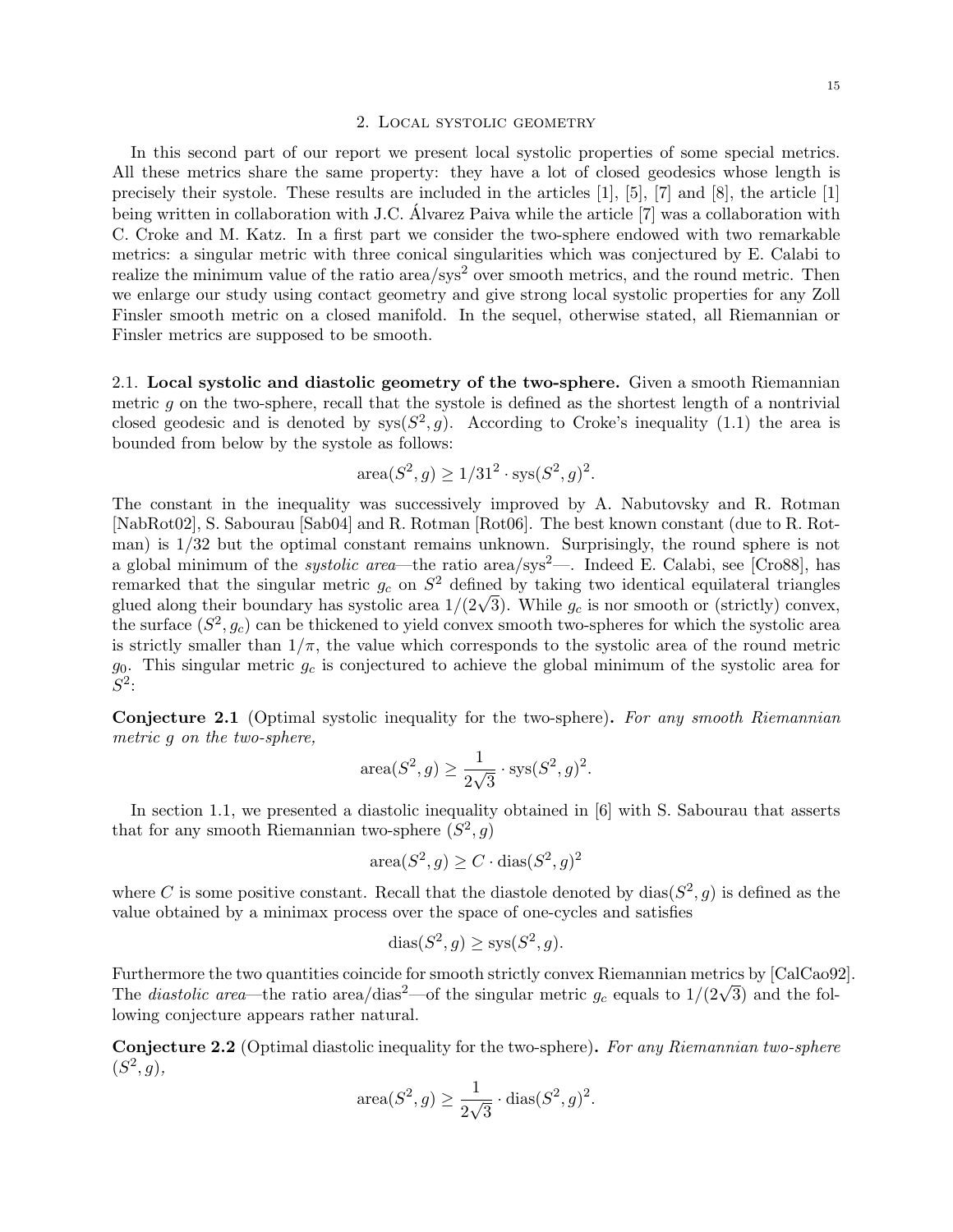## 2. Local systolic geometry

In this second part of our report we present local systolic properties of some special metrics. All these metrics share the same property: they have a lot of closed geodesics whose length is precisely their systole. These results are included in the articles [1], [5], [7] and [8], the article [1] being written in collaboration with J.C. Álvarez Paiva while the article [7] was a collaboration with C. Croke and M. Katz. In a first part we consider the two-sphere endowed with two remarkable metrics: a singular metric with three conical singularities which was conjectured by E. Calabi to realize the minimum value of the ratio area/sys$^2$ over smooth metrics, and the round metric. Then we enlarge our study using contact geometry and give strong local systolic properties for any Zoll Finsler smooth metric on a closed manifold. In the sequel, otherwise stated, all Riemannian or Finsler metrics are supposed to be smooth.

2.1. **Local systolic and diastolic geometry of the two-sphere.** Given a smooth Riemannian metric $g$ on the two-sphere, recall that the systole is defined as the shortest length of a nontrivial closed geodesic and is denoted by $\text{sys}(S^2, g)$. According to Croke's inequality (1.1) the area is bounded from below by the systole as follows:

$$\text{area}(S^2, g) \geq 1/31^2 \cdot \text{sys}(S^2, g)^2.$$

The constant in the inequality was successively improved by A. Nabutovsky and R. Rotman [NabRot02], S. Sabourau [Sab04] and R. Rotman [Rot06]. The best known constant (due to R. Rotman) is 1/32 but the optimal constant remains unknown. Surprisingly, the round sphere is not a global minimum of the *systolic area*—the ratio area/sys$^2$—. Indeed E. Calabi, see [Cro88], has remarked that the singular metric $g_c$ on $S^2$ defined by taking two identical equilateral triangles glued along their boundary has systolic area $1/(2\sqrt{3})$. While $g_c$ is nor smooth or (strictly) convex, the surface $(S^2, g_c)$ can be thickened to yield convex smooth two-spheres for which the systolic area is strictly smaller than $1/\pi$, the value which corresponds to the systolic area of the round metric $g_0$. This singular metric $g_c$ is conjectured to achieve the global minimum of the systolic area for $S^2$:

**Conjecture 2.1** (Optimal systolic inequality for the two-sphere)**.** *For any smooth Riemannian metric $g$ on the two-sphere,*

$$\text{area}(S^2, g) \geq \frac{1}{2\sqrt{3}} \cdot \text{sys}(S^2, g)^2.$$

In section 1.1, we presented a diastolic inequality obtained in [6] with S. Sabourau that asserts that for any smooth Riemannian two-sphere $(S^2, g)$

$$\text{area}(S^2, g) \geq C \cdot \text{dias}(S^2, g)^2$$

where $C$ is some positive constant. Recall that the diastole denoted by $\text{dias}(S^2, g)$ is defined as the value obtained by a minimax process over the space of one-cycles and satisfies

$$\text{dias}(S^2, g) \geq \text{sys}(S^2, g).$$

Furthermore the two quantities coincide for smooth strictly convex Riemannian metrics by [CalCao92]. The *diastolic area*—the ratio area/dias$^2$—of the singular metric $g_c$ equals to $1/(2\sqrt{3})$ and the following conjecture appears rather natural.

**Conjecture 2.2** (Optimal diastolic inequality for the two-sphere)**.** *For any Riemannian two-sphere $(S^2, g)$,*

$$\text{area}(S^2, g) \geq \frac{1}{2\sqrt{3}} \cdot \text{dias}(S^2, g)^2.$$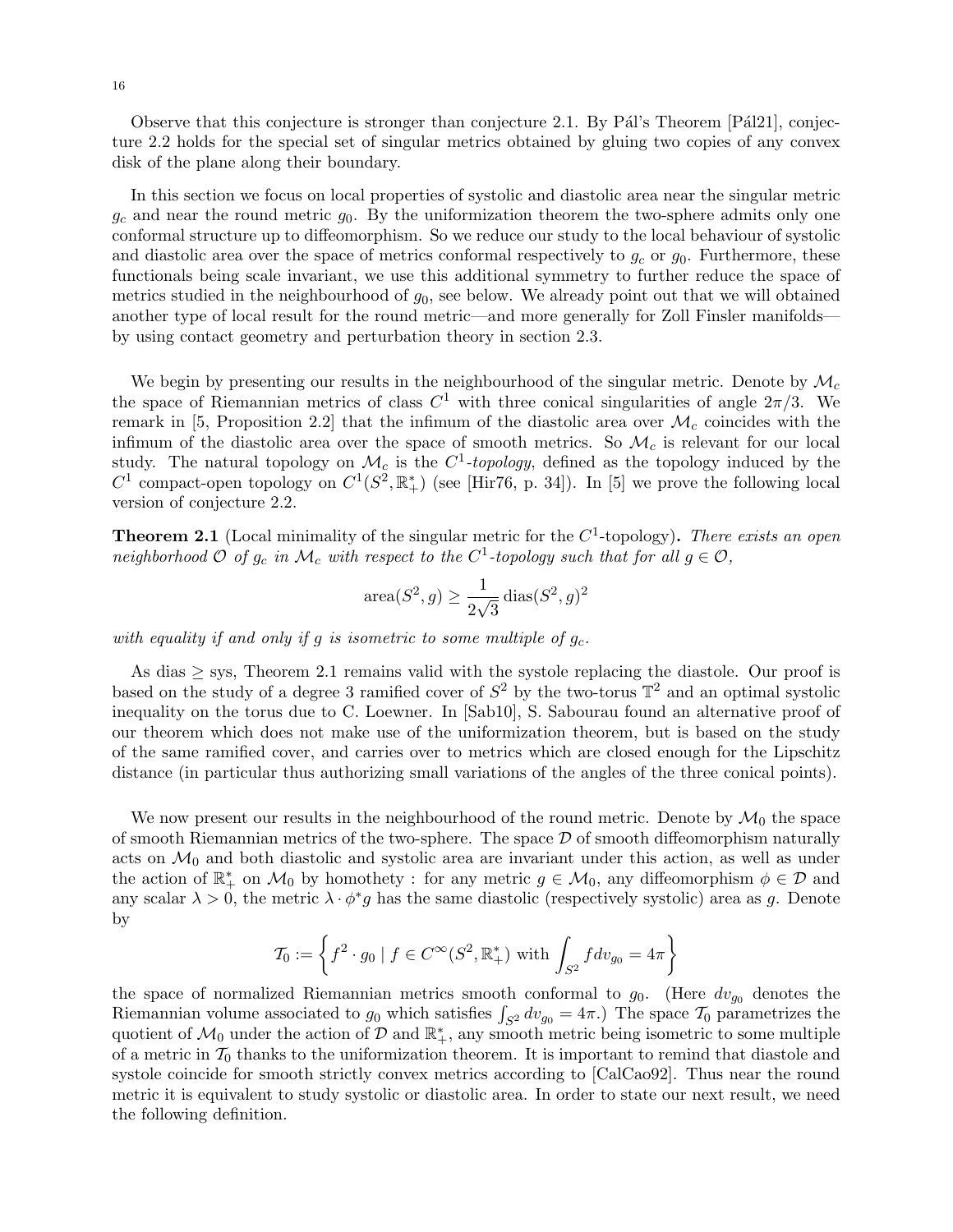Observe that this conjecture is stronger than conjecture 2.1. By Pál's Theorem [Pál21], conjecture 2.2 holds for the special set of singular metrics obtained by gluing two copies of any convex disk of the plane along their boundary.

In this section we focus on local properties of systolic and diastolic area near the singular metric $g_c$ and near the round metric $g_0$. By the uniformization theorem the two-sphere admits only one conformal structure up to diffeomorphism. So we reduce our study to the local behaviour of systolic and diastolic area over the space of metrics conformal respectively to $g_c$ or $g_0$. Furthermore, these functionals being scale invariant, we use this additional symmetry to further reduce the space of metrics studied in the neighbourhood of $g_0$, see below. We already point out that we will obtained another type of local result for the round metric—and more generally for Zoll Finsler manifolds—by using contact geometry and perturbation theory in section 2.3.

We begin by presenting our results in the neighbourhood of the singular metric. Denote by $\mathcal{M}_c$ the space of Riemannian metrics of class $C^1$ with three conical singularities of angle $2\pi/3$. We remark in [5, Proposition 2.2] that the infimum of the diastolic area over $\mathcal{M}_c$ coincides with the infimum of the diastolic area over the space of smooth metrics. So $\mathcal{M}_c$ is relevant for our local study. The natural topology on $\mathcal{M}_c$ is the $C^1$-*topology*, defined as the topology induced by the $C^1$ compact-open topology on $C^1(S^2, \mathbb{R}_+^*)$ (see [Hir76, p. 34]). In [5] we prove the following local version of conjecture 2.2.

**Theorem 2.1** (Local minimality of the singular metric for the $C^1$-topology)**.** *There exists an open neighborhood $\mathcal{O}$ of $g_c$ in $\mathcal{M}_c$ with respect to the $C^1$-topology such that for all $g \in \mathcal{O}$,*

$$\operatorname{area}(S^2, g) \geq \frac{1}{2\sqrt{3}} \operatorname{dias}(S^2, g)^2$$

*with equality if and only if $g$ is isometric to some multiple of $g_c$.*

As dias $\geq$ sys, Theorem 2.1 remains valid with the systole replacing the diastole. Our proof is based on the study of a degree 3 ramified cover of $S^2$ by the two-torus $\mathbb{T}^2$ and an optimal systolic inequality on the torus due to C. Loewner. In [Sab10], S. Sabourau found an alternative proof of our theorem which does not make use of the uniformization theorem, but is based on the study of the same ramified cover, and carries over to metrics which are closed enough for the Lipschitz distance (in particular thus authorizing small variations of the angles of the three conical points).

We now present our results in the neighbourhood of the round metric. Denote by $\mathcal{M}_0$ the space of smooth Riemannian metrics of the two-sphere. The space $\mathcal{D}$ of smooth diffeomorphism naturally acts on $\mathcal{M}_0$ and both diastolic and systolic area are invariant under this action, as well as under the action of $\mathbb{R}_+^*$ on $\mathcal{M}_0$ by homothety : for any metric $g \in \mathcal{M}_0$, any diffeomorphism $\phi \in \mathcal{D}$ and any scalar $\lambda > 0$, the metric $\lambda \cdot \phi^* g$ has the same diastolic (respectively systolic) area as $g$. Denote by

$$\mathcal{T}_0 := \left\{ f^2 \cdot g_0 \mid f \in C^\infty(S^2, \mathbb{R}_+^*) \text{ with } \int_{S^2} f dv_{g_0} = 4\pi \right\}$$

the space of normalized Riemannian metrics smooth conformal to $g_0$. (Here $dv_{g_0}$ denotes the Riemannian volume associated to $g_0$ which satisfies $\int_{S^2} dv_{g_0} = 4\pi$.) The space $\mathcal{T}_0$ parametrizes the quotient of $\mathcal{M}_0$ under the action of $\mathcal{D}$ and $\mathbb{R}_+^*$, any smooth metric being isometric to some multiple of a metric in $\mathcal{T}_0$ thanks to the uniformization theorem. It is important to remind that diastole and systole coincide for smooth strictly convex metrics according to [CalCao92]. Thus near the round metric it is equivalent to study systolic or diastolic area. In order to state our next result, we need the following definition.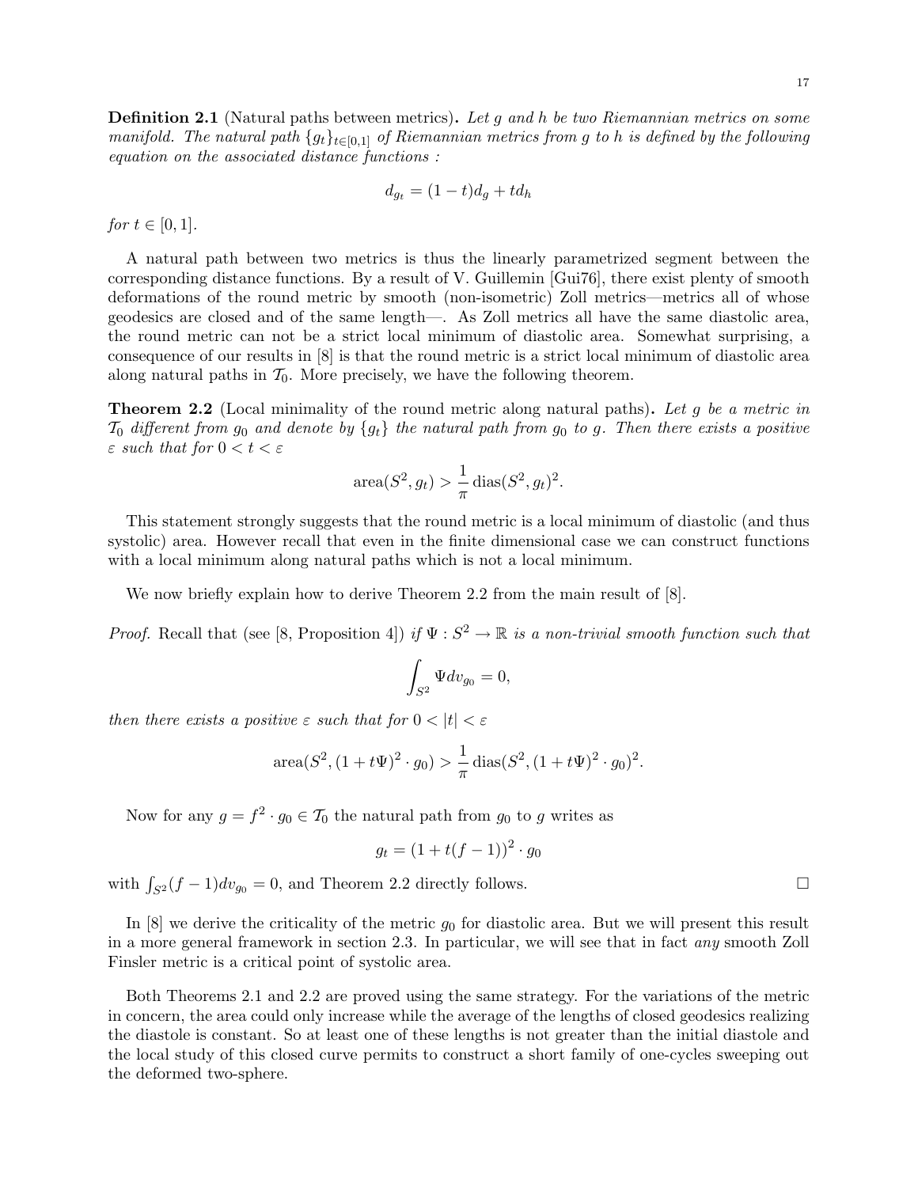**Definition 2.1** (Natural paths between metrics)**.** *Let $g$ and $h$ be two Riemannian metrics on some manifold. The natural path $\{g_t\}_{t\in[0,1]}$ of Riemannian metrics from $g$ to $h$ is defined by the following equation on the associated distance functions :*

$$d_{g_t} = (1-t)d_g + td_h$$

*for $t \in [0,1]$.*

A natural path between two metrics is thus the linearly parametrized segment between the corresponding distance functions. By a result of V. Guillemin [Gui76], there exist plenty of smooth deformations of the round metric by smooth (non-isometric) Zoll metrics—metrics all of whose geodesics are closed and of the same length—. As Zoll metrics all have the same diastolic area, the round metric can not be a strict local minimum of diastolic area. Somewhat surprising, a consequence of our results in [8] is that the round metric is a strict local minimum of diastolic area along natural paths in $\mathcal{T}_0$. More precisely, we have the following theorem.

**Theorem 2.2** (Local minimality of the round metric along natural paths)**.** *Let $g$ be a metric in $\mathcal{T}_0$ different from $g_0$ and denote by $\{g_t\}$ the natural path from $g_0$ to $g$. Then there exists a positive $\varepsilon$ such that for $0 < t < \varepsilon$*

$$\text{area}(S^2, g_t) > \frac{1}{\pi}\,\text{dias}(S^2, g_t)^2.$$

This statement strongly suggests that the round metric is a local minimum of diastolic (and thus systolic) area. However recall that even in the finite dimensional case we can construct functions with a local minimum along natural paths which is not a local minimum.

We now briefly explain how to derive Theorem 2.2 from the main result of [8].

*Proof.* Recall that (see [8, Proposition 4]) *if $\Psi : S^2 \to \mathbb{R}$ is a non-trivial smooth function such that*

$$\int_{S^2} \Psi dv_{g_0} = 0,$$

*then there exists a positive $\varepsilon$ such that for $0 < |t| < \varepsilon$*

$$\text{area}(S^2, (1+t\Psi)^2 \cdot g_0) > \frac{1}{\pi}\,\text{dias}(S^2, (1+t\Psi)^2 \cdot g_0)^2.$$

Now for any $g = f^2 \cdot g_0 \in \mathcal{T}_0$ the natural path from $g_0$ to $g$ writes as

$$g_t = (1 + t(f-1))^2 \cdot g_0$$

with $\int_{S^2}(f-1)dv_{g_0} = 0$, and Theorem 2.2 directly follows. □

In [8] we derive the criticality of the metric $g_0$ for diastolic area. But we will present this result in a more general framework in section 2.3. In particular, we will see that in fact *any* smooth Zoll Finsler metric is a critical point of systolic area.

Both Theorems 2.1 and 2.2 are proved using the same strategy. For the variations of the metric in concern, the area could only increase while the average of the lengths of closed geodesics realizing the diastole is constant. So at least one of these lengths is not greater than the initial diastole and the local study of this closed curve permits to construct a short family of one-cycles sweeping out the deformed two-sphere.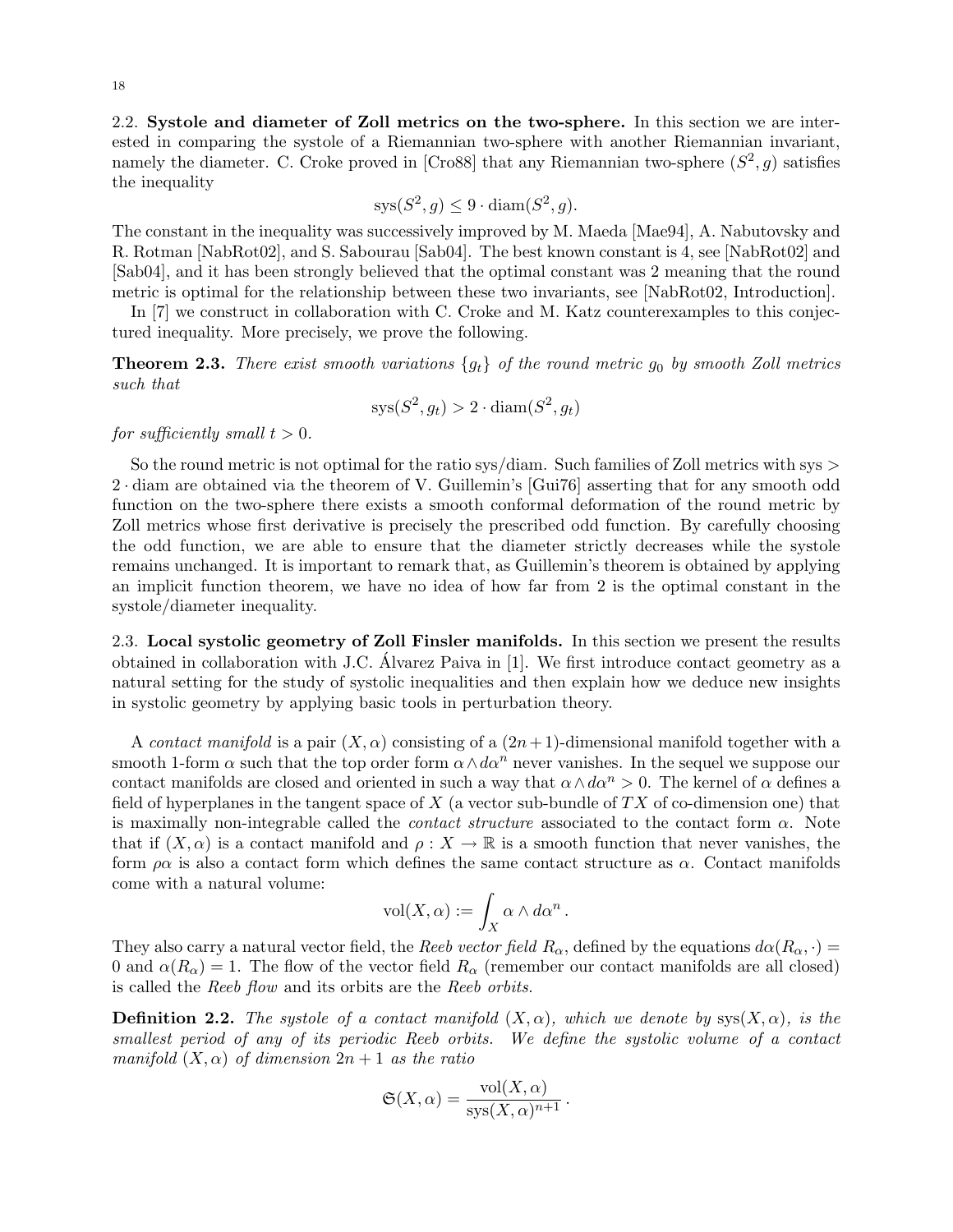2.2. **Systole and diameter of Zoll metrics on the two-sphere.** In this section we are interested in comparing the systole of a Riemannian two-sphere with another Riemannian invariant, namely the diameter. C. Croke proved in [Cro88] that any Riemannian two-sphere $(S^2, g)$ satisfies the inequality

$$\text{sys}(S^2, g) \leq 9 \cdot \text{diam}(S^2, g).$$

The constant in the inequality was successively improved by M. Maeda [Mae94], A. Nabutovsky and R. Rotman [NabRot02], and S. Sabourau [Sab04]. The best known constant is 4, see [NabRot02] and [Sab04], and it has been strongly believed that the optimal constant was 2 meaning that the round metric is optimal for the relationship between these two invariants, see [NabRot02, Introduction].

In [7] we construct in collaboration with C. Croke and M. Katz counterexamples to this conjectured inequality. More precisely, we prove the following.

**Theorem 2.3.** *There exist smooth variations $\{g_t\}$ of the round metric $g_0$ by smooth Zoll metrics such that*

$$\text{sys}(S^2, g_t) > 2 \cdot \text{diam}(S^2, g_t)$$

*for sufficiently small $t > 0$.*

So the round metric is not optimal for the ratio sys/diam. Such families of Zoll metrics with sys $>$ $2 \cdot$ diam are obtained via the theorem of V. Guillemin's [Gui76] asserting that for any smooth odd function on the two-sphere there exists a smooth conformal deformation of the round metric by Zoll metrics whose first derivative is precisely the prescribed odd function. By carefully choosing the odd function, we are able to ensure that the diameter strictly decreases while the systole remains unchanged. It is important to remark that, as Guillemin's theorem is obtained by applying an implicit function theorem, we have no idea of how far from 2 is the optimal constant in the systole/diameter inequality.

2.3. **Local systolic geometry of Zoll Finsler manifolds.** In this section we present the results obtained in collaboration with J.C. Álvarez Paiva in [1]. We first introduce contact geometry as a natural setting for the study of systolic inequalities and then explain how we deduce new insights in systolic geometry by applying basic tools in perturbation theory.

A *contact manifold* is a pair $(X, \alpha)$ consisting of a $(2n+1)$-dimensional manifold together with a smooth 1-form $\alpha$ such that the top order form $\alpha \wedge d\alpha^n$ never vanishes. In the sequel we suppose our contact manifolds are closed and oriented in such a way that $\alpha \wedge d\alpha^n > 0$. The kernel of $\alpha$ defines a field of hyperplanes in the tangent space of $X$ (a vector sub-bundle of $TX$ of co-dimension one) that is maximally non-integrable called the *contact structure* associated to the contact form $\alpha$. Note that if $(X, \alpha)$ is a contact manifold and $\rho : X \to \mathbb{R}$ is a smooth function that never vanishes, the form $\rho\alpha$ is also a contact form which defines the same contact structure as $\alpha$. Contact manifolds come with a natural volume:

$$\text{vol}(X, \alpha) := \int_X \alpha \wedge d\alpha^n \,.$$

They also carry a natural vector field, the *Reeb vector field* $R_\alpha$, defined by the equations $d\alpha(R_\alpha, \cdot) = 0$ and $\alpha(R_\alpha) = 1$. The flow of the vector field $R_\alpha$ (remember our contact manifolds are all closed) is called the *Reeb flow* and its orbits are the *Reeb orbits.*

**Definition 2.2.** *The systole of a contact manifold $(X, \alpha)$, which we denote by $\text{sys}(X, \alpha)$, is the smallest period of any of its periodic Reeb orbits. We define the systolic volume of a contact manifold $(X, \alpha)$ of dimension $2n+1$ as the ratio*

$$\mathfrak{S}(X, \alpha) = \frac{\text{vol}(X, \alpha)}{\text{sys}(X, \alpha)^{n+1}} \,.$$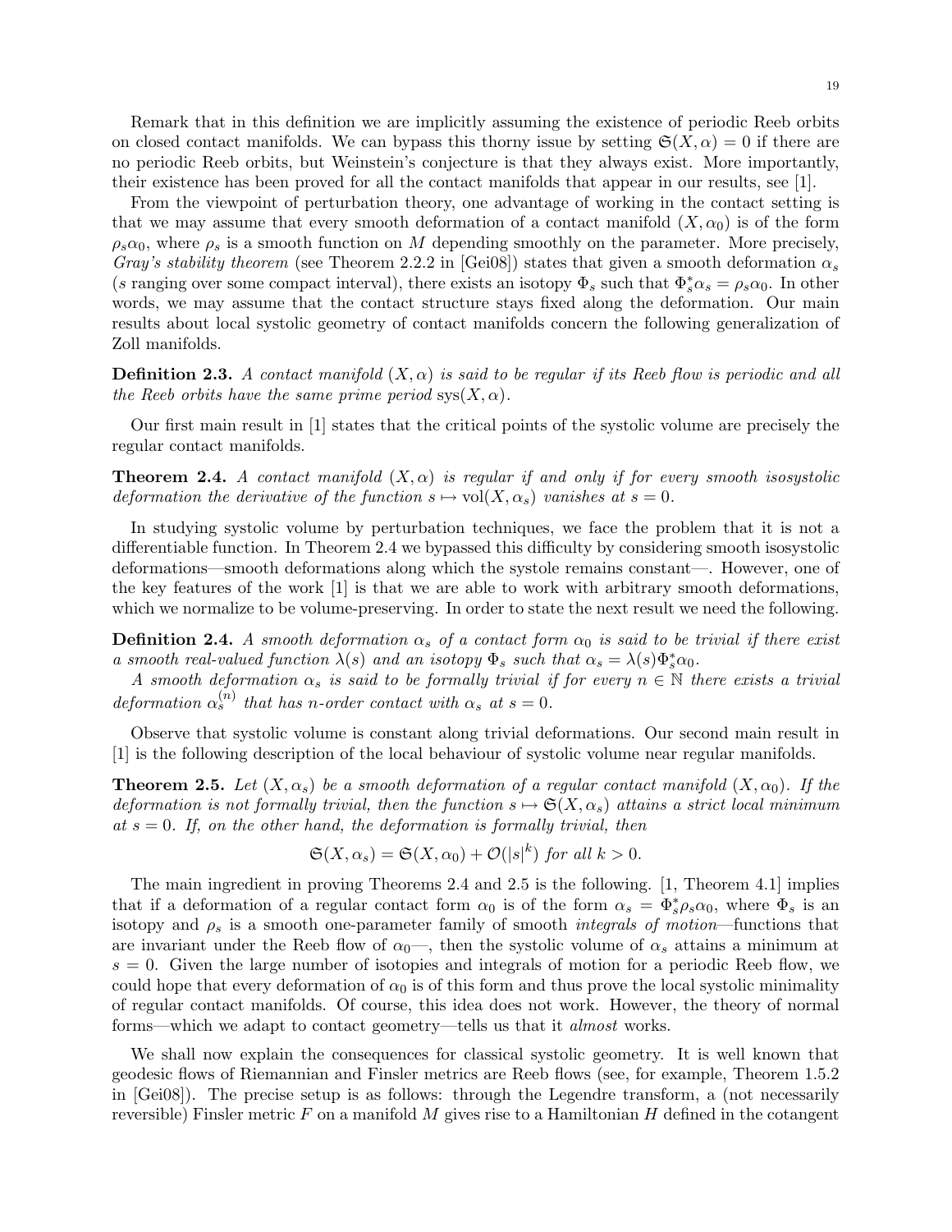Remark that in this definition we are implicitly assuming the existence of periodic Reeb orbits on closed contact manifolds. We can bypass this thorny issue by setting $\mathfrak{S}(X,\alpha) = 0$ if there are no periodic Reeb orbits, but Weinstein's conjecture is that they always exist. More importantly, their existence has been proved for all the contact manifolds that appear in our results, see [1].

From the viewpoint of perturbation theory, one advantage of working in the contact setting is that we may assume that every smooth deformation of a contact manifold $(X, \alpha_0)$ is of the form $\rho_s \alpha_0$, where $\rho_s$ is a smooth function on $M$ depending smoothly on the parameter. More precisely, *Gray's stability theorem* (see Theorem 2.2.2 in [Gei08]) states that given a smooth deformation $\alpha_s$ ($s$ ranging over some compact interval), there exists an isotopy $\Phi_s$ such that $\Phi_s^* \alpha_s = \rho_s \alpha_0$. In other words, we may assume that the contact structure stays fixed along the deformation. Our main results about local systolic geometry of contact manifolds concern the following generalization of Zoll manifolds.

**Definition 2.3.** *A contact manifold $(X, \alpha)$ is said to be regular if its Reeb flow is periodic and all the Reeb orbits have the same prime period $\mathrm{sys}(X, \alpha)$.*

Our first main result in [1] states that the critical points of the systolic volume are precisely the regular contact manifolds.

**Theorem 2.4.** *A contact manifold $(X, \alpha)$ is regular if and only if for every smooth isosystolic deformation the derivative of the function $s \mapsto \mathrm{vol}(X, \alpha_s)$ vanishes at $s = 0$.*

In studying systolic volume by perturbation techniques, we face the problem that it is not a differentiable function. In Theorem 2.4 we bypassed this difficulty by considering smooth isosystolic deformations—smooth deformations along which the systole remains constant—. However, one of the key features of the work [1] is that we are able to work with arbitrary smooth deformations, which we normalize to be volume-preserving. In order to state the next result we need the following.

**Definition 2.4.** *A smooth deformation $\alpha_s$ of a contact form $\alpha_0$ is said to be trivial if there exist a smooth real-valued function $\lambda(s)$ and an isotopy $\Phi_s$ such that $\alpha_s = \lambda(s)\Phi_s^* \alpha_0$.*

*A smooth deformation $\alpha_s$ is said to be formally trivial if for every $n \in \mathbb{N}$ there exists a trivial deformation $\alpha_s^{(n)}$ that has $n$-order contact with $\alpha_s$ at $s = 0$.*

Observe that systolic volume is constant along trivial deformations. Our second main result in [1] is the following description of the local behaviour of systolic volume near regular manifolds.

**Theorem 2.5.** *Let $(X, \alpha_s)$ be a smooth deformation of a regular contact manifold $(X, \alpha_0)$. If the deformation is not formally trivial, then the function $s \mapsto \mathfrak{S}(X, \alpha_s)$ attains a strict local minimum at $s = 0$. If, on the other hand, the deformation is formally trivial, then*

$$\mathfrak{S}(X, \alpha_s) = \mathfrak{S}(X, \alpha_0) + \mathcal{O}(|s|^k) \text{ for all } k > 0.$$

The main ingredient in proving Theorems 2.4 and 2.5 is the following. [1, Theorem 4.1] implies that if a deformation of a regular contact form $\alpha_0$ is of the form $\alpha_s = \Phi_s^* \rho_s \alpha_0$, where $\Phi_s$ is an isotopy and $\rho_s$ is a smooth one-parameter family of smooth *integrals of motion*—functions that are invariant under the Reeb flow of $\alpha_0$—, then the systolic volume of $\alpha_s$ attains a minimum at $s = 0$. Given the large number of isotopies and integrals of motion for a periodic Reeb flow, we could hope that every deformation of $\alpha_0$ is of this form and thus prove the local systolic minimality of regular contact manifolds. Of course, this idea does not work. However, the theory of normal forms—which we adapt to contact geometry—tells us that it *almost* works.

We shall now explain the consequences for classical systolic geometry. It is well known that geodesic flows of Riemannian and Finsler metrics are Reeb flows (see, for example, Theorem 1.5.2 in [Gei08]). The precise setup is as follows: through the Legendre transform, a (not necessarily reversible) Finsler metric $F$ on a manifold $M$ gives rise to a Hamiltonian $H$ defined in the cotangent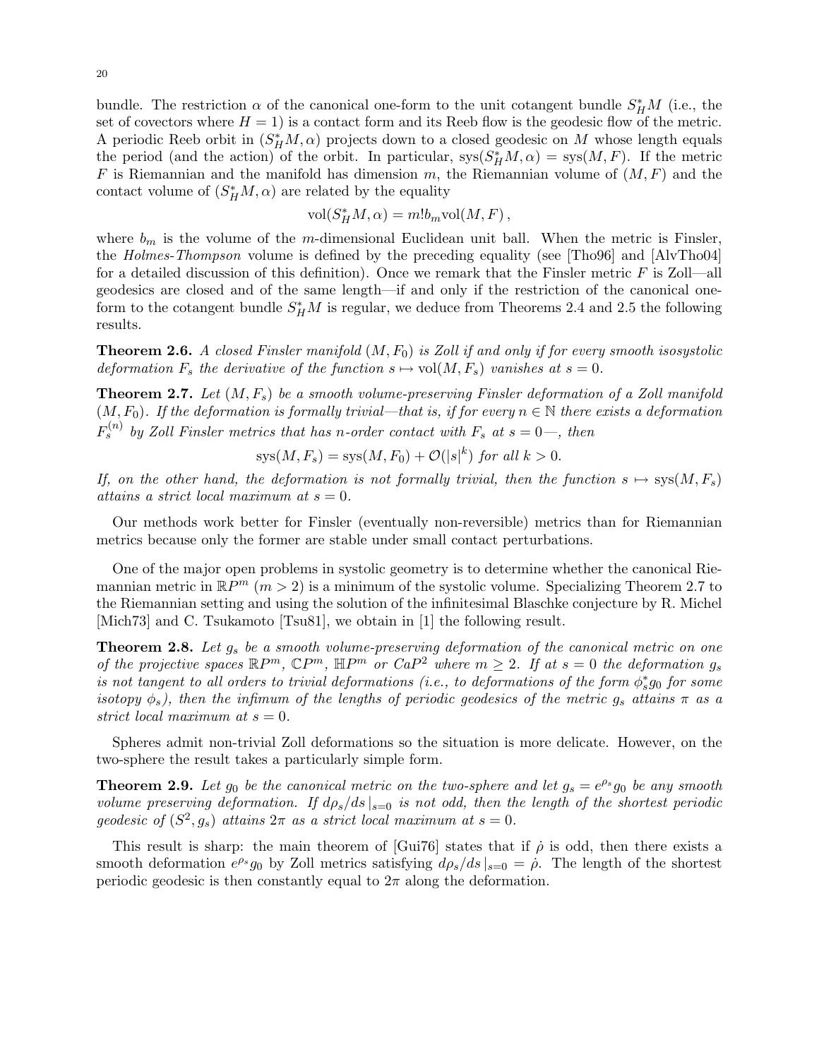bundle. The restriction $\alpha$ of the canonical one-form to the unit cotangent bundle $S^*_H M$ (i.e., the set of covectors where $H = 1$) is a contact form and its Reeb flow is the geodesic flow of the metric. A periodic Reeb orbit in $(S^*_H M, \alpha)$ projects down to a closed geodesic on $M$ whose length equals the period (and the action) of the orbit. In particular, $\mathrm{sys}(S^*_H M, \alpha) = \mathrm{sys}(M, F)$. If the metric $F$ is Riemannian and the manifold has dimension $m$, the Riemannian volume of $(M, F)$ and the contact volume of $(S^*_H M, \alpha)$ are related by the equality

$$\mathrm{vol}(S^*_H M, \alpha) = m! b_m \mathrm{vol}(M, F)\,,$$

where $b_m$ is the volume of the $m$-dimensional Euclidean unit ball. When the metric is Finsler, the *Holmes-Thompson* volume is defined by the preceding equality (see [Tho96] and [AlvTho04] for a detailed discussion of this definition). Once we remark that the Finsler metric $F$ is Zoll—all geodesics are closed and of the same length—if and only if the restriction of the canonical one-form to the cotangent bundle $S^*_H M$ is regular, we deduce from Theorems 2.4 and 2.5 the following results.

**Theorem 2.6.** *A closed Finsler manifold $(M, F_0)$ is Zoll if and only if for every smooth isosystolic deformation $F_s$ the derivative of the function $s \mapsto \mathrm{vol}(M, F_s)$ vanishes at $s = 0$.*

**Theorem 2.7.** *Let $(M, F_s)$ be a smooth volume-preserving Finsler deformation of a Zoll manifold $(M, F_0)$. If the deformation is formally trivial—that is, if for every $n \in \mathbb{N}$ there exists a deformation $F_s^{(n)}$ by Zoll Finsler metrics that has $n$-order contact with $F_s$ at $s = 0$—, then*

$$\mathrm{sys}(M, F_s) = \mathrm{sys}(M, F_0) + \mathcal{O}(|s|^k) \text{ for all } k > 0.$$

*If, on the other hand, the deformation is not formally trivial, then the function $s \mapsto \mathrm{sys}(M, F_s)$ attains a strict local maximum at $s = 0$.*

Our methods work better for Finsler (eventually non-reversible) metrics than for Riemannian metrics because only the former are stable under small contact perturbations.

One of the major open problems in systolic geometry is to determine whether the canonical Riemannian metric in $\mathbb{R}P^m$ ($m > 2$) is a minimum of the systolic volume. Specializing Theorem 2.7 to the Riemannian setting and using the solution of the infinitesimal Blaschke conjecture by R. Michel [Mich73] and C. Tsukamoto [Tsu81], we obtain in [1] the following result.

**Theorem 2.8.** *Let $g_s$ be a smooth volume-preserving deformation of the canonical metric on one of the projective spaces $\mathbb{R}P^m$, $\mathbb{C}P^m$, $\mathbb{H}P^m$ or $CaP^2$ where $m \geq 2$. If at $s = 0$ the deformation $g_s$ is not tangent to all orders to trivial deformations (i.e., to deformations of the form $\phi_s^* g_0$ for some isotopy $\phi_s$), then the infimum of the lengths of periodic geodesics of the metric $g_s$ attains $\pi$ as a strict local maximum at $s = 0$.*

Spheres admit non-trivial Zoll deformations so the situation is more delicate. However, on the two-sphere the result takes a particularly simple form.

**Theorem 2.9.** *Let $g_0$ be the canonical metric on the two-sphere and let $g_s = e^{\rho_s} g_0$ be any smooth volume preserving deformation. If $d\rho_s/ds\,|_{s=0}$ is not odd, then the length of the shortest periodic geodesic of $(S^2, g_s)$ attains $2\pi$ as a strict local maximum at $s = 0$.*

This result is sharp: the main theorem of [Gui76] states that if $\dot{\rho}$ is odd, then there exists a smooth deformation $e^{\rho_s} g_0$ by Zoll metrics satisfying $d\rho_s/ds\,|_{s=0} = \dot{\rho}$. The length of the shortest periodic geodesic is then constantly equal to $2\pi$ along the deformation.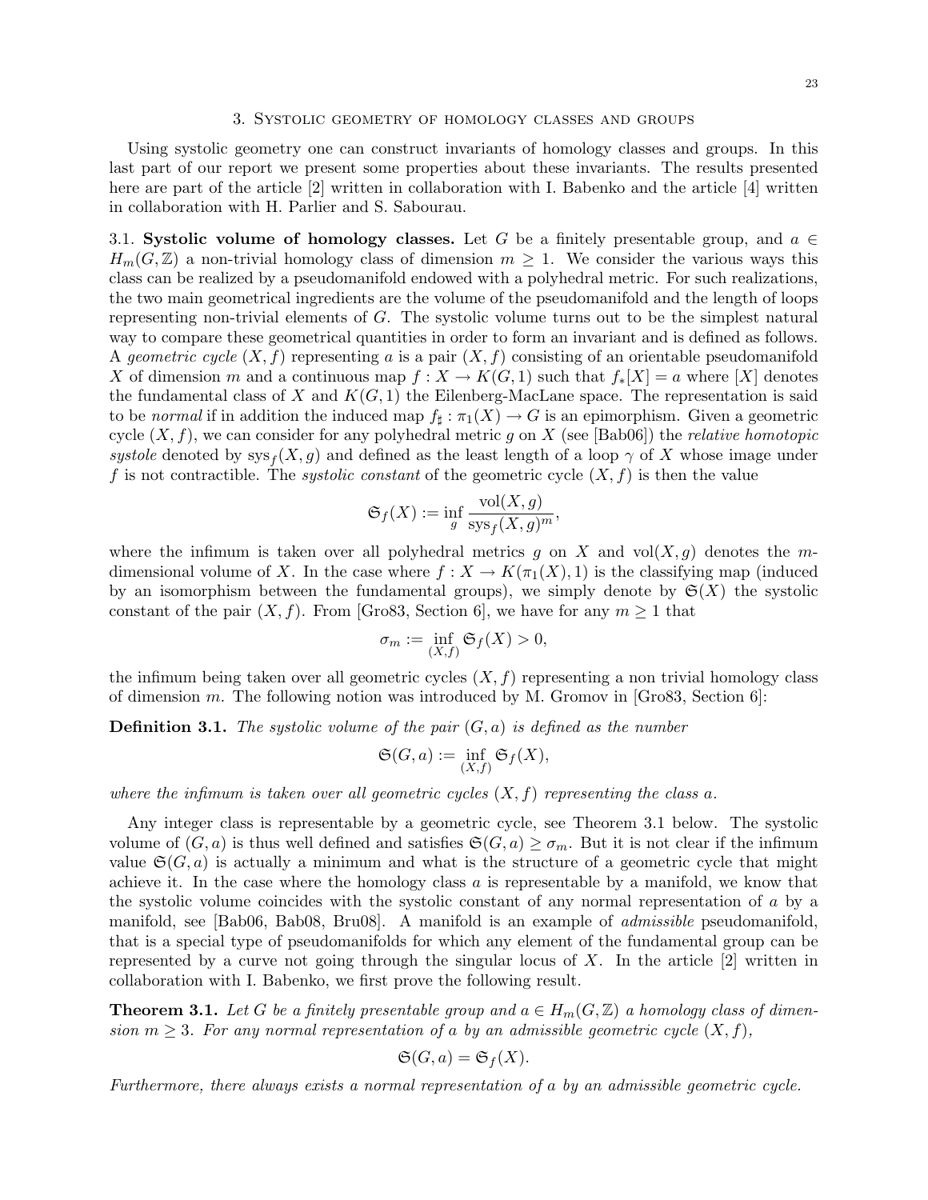## 3. Systolic geometry of homology classes and groups

Using systolic geometry one can construct invariants of homology classes and groups. In this last part of our report we present some properties about these invariants. The results presented here are part of the article [2] written in collaboration with I. Babenko and the article [4] written in collaboration with H. Parlier and S. Sabourau.

### 3.1. Systolic volume of homology classes.

Let $G$ be a finitely presentable group, and $a \in H_m(G, \mathbb{Z})$ a non-trivial homology class of dimension $m \geq 1$. We consider the various ways this class can be realized by a pseudomanifold endowed with a polyhedral metric. For such realizations, the two main geometrical ingredients are the volume of the pseudomanifold and the length of loops representing non-trivial elements of $G$. The systolic volume turns out to be the simplest natural way to compare these geometrical quantities in order to form an invariant and is defined as follows. A *geometric cycle* $(X, f)$ representing $a$ is a pair $(X, f)$ consisting of an orientable pseudomanifold $X$ of dimension $m$ and a continuous map $f : X \to K(G, 1)$ such that $f_*[X] = a$ where $[X]$ denotes the fundamental class of $X$ and $K(G, 1)$ the Eilenberg-MacLane space. The representation is said to be *normal* if in addition the induced map $f_\sharp : \pi_1(X) \to G$ is an epimorphism. Given a geometric cycle $(X, f)$, we can consider for any polyhedral metric $g$ on $X$ (see [Bab06]) the *relative homotopic systole* denoted by $\text{sys}_f(X, g)$ and defined as the least length of a loop $\gamma$ of $X$ whose image under $f$ is not contractible. The *systolic constant* of the geometric cycle $(X, f)$ is then the value

$$\mathfrak{S}_f(X) := \inf_g \frac{\text{vol}(X, g)}{\text{sys}_f(X, g)^m},$$

where the infimum is taken over all polyhedral metrics $g$ on $X$ and $\text{vol}(X, g)$ denotes the $m$-dimensional volume of $X$. In the case where $f : X \to K(\pi_1(X), 1)$ is the classifying map (induced by an isomorphism between the fundamental groups), we simply denote by $\mathfrak{S}(X)$ the systolic constant of the pair $(X, f)$. From [Gro83, Section 6], we have for any $m \geq 1$ that

$$\sigma_m := \inf_{(X,f)} \mathfrak{S}_f(X) > 0,$$

the infimum being taken over all geometric cycles $(X, f)$ representing a non trivial homology class of dimension $m$. The following notion was introduced by M. Gromov in [Gro83, Section 6]:

**Definition 3.1.** *The systolic volume of the pair $(G, a)$ is defined as the number*

$$\mathfrak{S}(G, a) := \inf_{(X,f)} \mathfrak{S}_f(X),$$

*where the infimum is taken over all geometric cycles $(X, f)$ representing the class $a$.*

Any integer class is representable by a geometric cycle, see Theorem 3.1 below. The systolic volume of $(G, a)$ is thus well defined and satisfies $\mathfrak{S}(G, a) \geq \sigma_m$. But it is not clear if the infimum value $\mathfrak{S}(G, a)$ is actually a minimum and what is the structure of a geometric cycle that might achieve it. In the case where the homology class $a$ is representable by a manifold, we know that the systolic volume coincides with the systolic constant of any normal representation of $a$ by a manifold, see [Bab06, Bab08, Bru08]. A manifold is an example of *admissible* pseudomanifold, that is a special type of pseudomanifolds for which any element of the fundamental group can be represented by a curve not going through the singular locus of $X$. In the article [2] written in collaboration with I. Babenko, we first prove the following result.

**Theorem 3.1.** *Let $G$ be a finitely presentable group and $a \in H_m(G, \mathbb{Z})$ a homology class of dimension $m \geq 3$. For any normal representation of $a$ by an admissible geometric cycle $(X, f)$,*

$$\mathfrak{S}(G, a) = \mathfrak{S}_f(X).$$

*Furthermore, there always exists a normal representation of $a$ by an admissible geometric cycle.*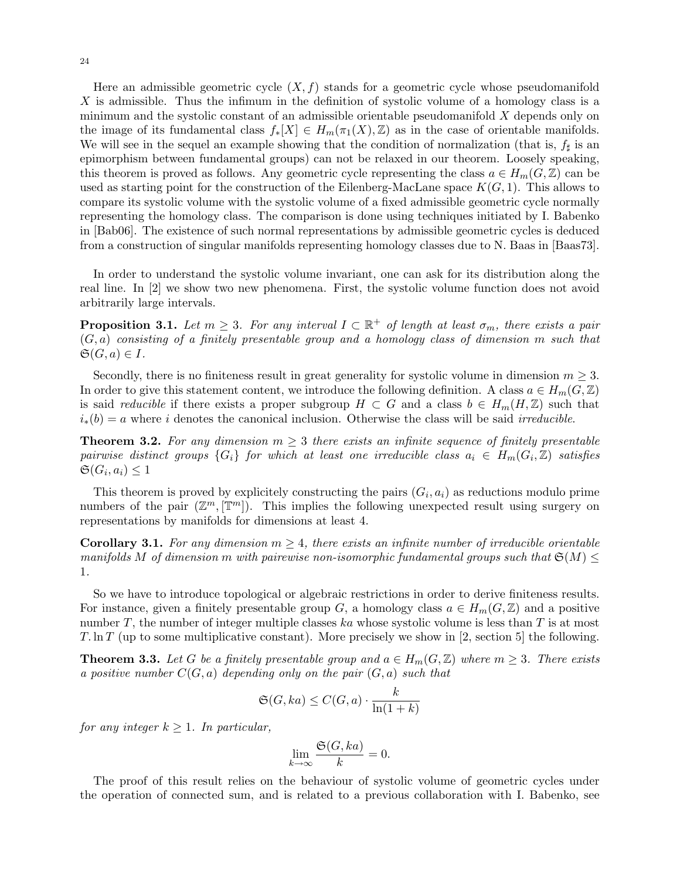Here an admissible geometric cycle $(X, f)$ stands for a geometric cycle whose pseudomanifold $X$ is admissible. Thus the infimum in the definition of systolic volume of a homology class is a minimum and the systolic constant of an admissible orientable pseudomanifold $X$ depends only on the image of its fundamental class $f_*[X] \in H_m(\pi_1(X), \mathbb{Z})$ as in the case of orientable manifolds. We will see in the sequel an example showing that the condition of normalization (that is, $f_\sharp$ is an epimorphism between fundamental groups) can not be relaxed in our theorem. Loosely speaking, this theorem is proved as follows. Any geometric cycle representing the class $a \in H_m(G, \mathbb{Z})$ can be used as starting point for the construction of the Eilenberg-MacLane space $K(G, 1)$. This allows to compare its systolic volume with the systolic volume of a fixed admissible geometric cycle normally representing the homology class. The comparison is done using techniques initiated by I. Babenko in [Bab06]. The existence of such normal representations by admissible geometric cycles is deduced from a construction of singular manifolds representing homology classes due to N. Baas in [Baas73].

In order to understand the systolic volume invariant, one can ask for its distribution along the real line. In [2] we show two new phenomena. First, the systolic volume function does not avoid arbitrarily large intervals.

**Proposition 3.1.** *Let $m \geq 3$. For any interval $I \subset \mathbb{R}^+$ of length at least $\sigma_m$, there exists a pair $(G, a)$ consisting of a finitely presentable group and a homology class of dimension $m$ such that $\mathfrak{S}(G, a) \in I$.*

Secondly, there is no finiteness result in great generality for systolic volume in dimension $m \geq 3$. In order to give this statement content, we introduce the following definition. A class $a \in H_m(G, \mathbb{Z})$ is said *reducible* if there exists a proper subgroup $H \subset G$ and a class $b \in H_m(H, \mathbb{Z})$ such that $i_*(b) = a$ where $i$ denotes the canonical inclusion. Otherwise the class will be said *irreducible*.

**Theorem 3.2.** *For any dimension $m \geq 3$ there exists an infinite sequence of finitely presentable pairwise distinct groups $\{G_i\}$ for which at least one irreducible class $a_i \in H_m(G_i, \mathbb{Z})$ satisfies $\mathfrak{S}(G_i, a_i) \leq 1$*

This theorem is proved by explicitely constructing the pairs $(G_i, a_i)$ as reductions modulo prime numbers of the pair $(\mathbb{Z}^m, [\mathbb{T}^m])$. This implies the following unexpected result using surgery on representations by manifolds for dimensions at least 4.

**Corollary 3.1.** *For any dimension $m \geq 4$, there exists an infinite number of irreducible orientable manifolds $M$ of dimension $m$ with pairewise non-isomorphic fundamental groups such that $\mathfrak{S}(M) \leq 1$.*

So we have to introduce topological or algebraic restrictions in order to derive finiteness results. For instance, given a finitely presentable group $G$, a homology class $a \in H_m(G, \mathbb{Z})$ and a positive number $T$, the number of integer multiple classes $ka$ whose systolic volume is less than $T$ is at most $T. \ln T$ (up to some multiplicative constant). More precisely we show in [2, section 5] the following.

**Theorem 3.3.** *Let $G$ be a finitely presentable group and $a \in H_m(G, \mathbb{Z})$ where $m \geq 3$. There exists a positive number $C(G, a)$ depending only on the pair $(G, a)$ such that*

$$\mathfrak{S}(G, ka) \leq C(G, a) \cdot \frac{k}{\ln(1 + k)}$$

*for any integer $k \geq 1$. In particular,*

$$\lim_{k \to \infty} \frac{\mathfrak{S}(G, ka)}{k} = 0.$$

The proof of this result relies on the behaviour of systolic volume of geometric cycles under the operation of connected sum, and is related to a previous collaboration with I. Babenko, see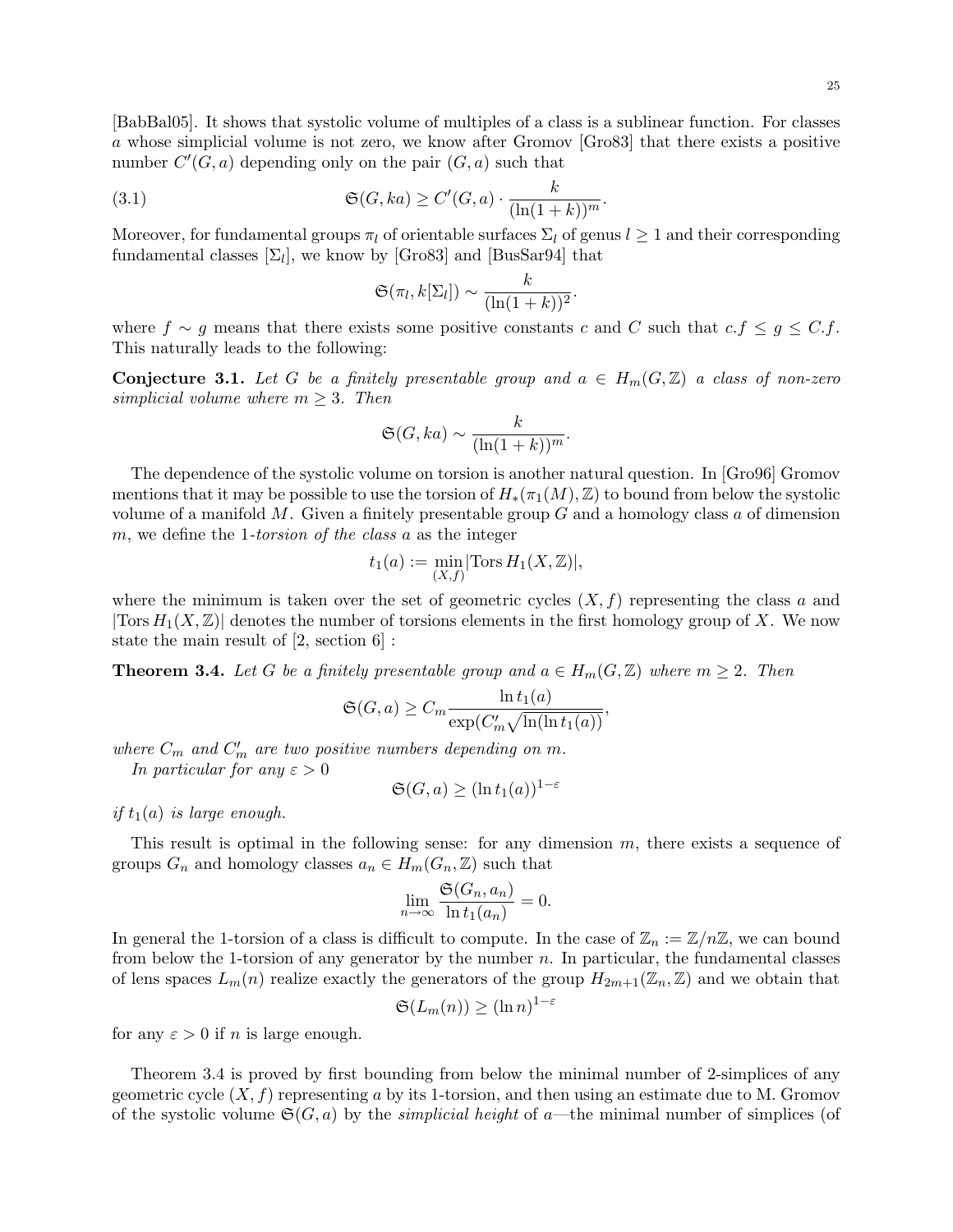[BabBal05]. It shows that systolic volume of multiples of a class is a sublinear function. For classes $a$ whose simplicial volume is not zero, we know after Gromov [Gro83] that there exists a positive number $C'(G, a)$ depending only on the pair $(G, a)$ such that

$$\mathfrak{S}(G, ka) \geq C'(G, a) \cdot \frac{k}{(\ln(1 + k))^m}. \tag{3.1}$$

Moreover, for fundamental groups $\pi_l$ of orientable surfaces $\Sigma_l$ of genus $l \geq 1$ and their corresponding fundamental classes $[\Sigma_l]$, we know by [Gro83] and [BusSar94] that

$$\mathfrak{S}(\pi_l, k[\Sigma_l]) \sim \frac{k}{(\ln(1 + k))^2}.$$

where $f \sim g$ means that there exists some positive constants $c$ and $C$ such that $c.f \leq g \leq C.f$. This naturally leads to the following:

**Conjecture 3.1.** *Let $G$ be a finitely presentable group and $a \in H_m(G, \mathbb{Z})$ a class of non-zero simplicial volume where $m \geq 3$. Then*

$$\mathfrak{S}(G, ka) \sim \frac{k}{(\ln(1 + k))^m}.$$

The dependence of the systolic volume on torsion is another natural question. In [Gro96] Gromov mentions that it may be possible to use the torsion of $H_*(\pi_1(M), \mathbb{Z})$ to bound from below the systolic volume of a manifold $M$. Given a finitely presentable group $G$ and a homology class $a$ of dimension $m$, we define the 1*-torsion of the class* $a$ as the integer

$$t_1(a) := \min_{(X,f)} |\text{Tors}\, H_1(X, \mathbb{Z})|,$$

where the minimum is taken over the set of geometric cycles $(X, f)$ representing the class $a$ and $|\text{Tors}\, H_1(X, \mathbb{Z})|$ denotes the number of torsions elements in the first homology group of $X$. We now state the main result of [2, section 6] :

**Theorem 3.4.** *Let $G$ be a finitely presentable group and $a \in H_m(G, \mathbb{Z})$ where $m \geq 2$. Then*

$$\mathfrak{S}(G, a) \geq C_m \frac{\ln t_1(a)}{\exp(C'_m \sqrt{\ln(\ln t_1(a))}},$$

*where $C_m$ and $C'_m$ are two positive numbers depending on $m$.*

*In particular for any $\varepsilon > 0$*

$$\mathfrak{S}(G, a) \geq (\ln t_1(a))^{1-\varepsilon}$$

*if $t_1(a)$ is large enough.*

This result is optimal in the following sense: for any dimension $m$, there exists a sequence of groups $G_n$ and homology classes $a_n \in H_m(G_n, \mathbb{Z})$ such that

$$\lim_{n \to \infty} \frac{\mathfrak{S}(G_n, a_n)}{\ln t_1(a_n)} = 0.$$

In general the 1-torsion of a class is difficult to compute. In the case of $\mathbb{Z}_n := \mathbb{Z}/n\mathbb{Z}$, we can bound from below the 1-torsion of any generator by the number $n$. In particular, the fundamental classes of lens spaces $L_m(n)$ realize exactly the generators of the group $H_{2m+1}(\mathbb{Z}_n, \mathbb{Z})$ and we obtain that

$$\mathfrak{S}(L_m(n)) \geq (\ln n)^{1-\varepsilon}$$

for any $\varepsilon > 0$ if $n$ is large enough.

Theorem 3.4 is proved by first bounding from below the minimal number of 2-simplices of any geometric cycle $(X, f)$ representing $a$ by its 1-torsion, and then using an estimate due to M. Gromov of the systolic volume $\mathfrak{S}(G, a)$ by the *simplicial height* of $a$—the minimal number of simplices (of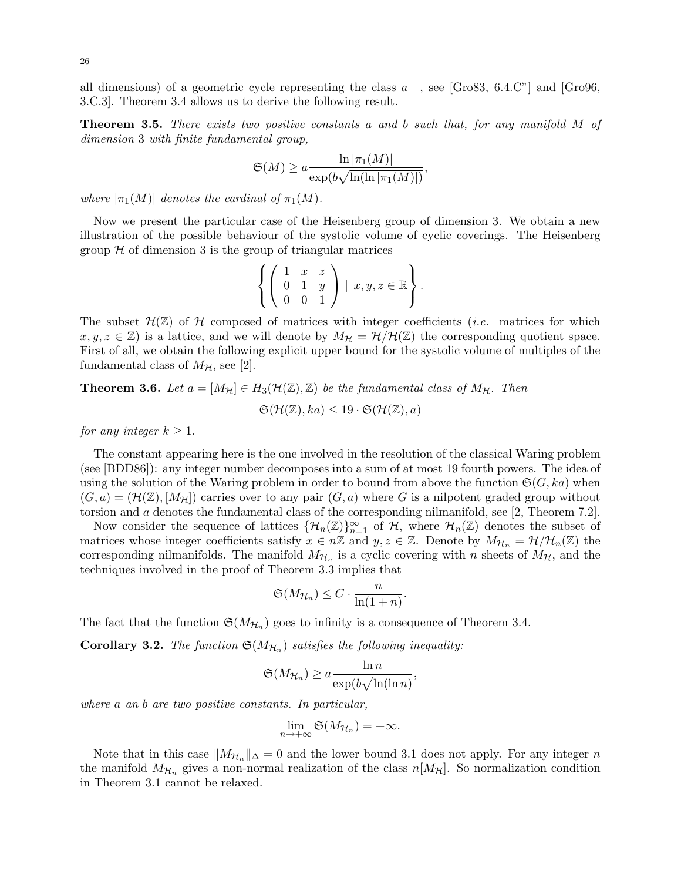all dimensions) of a geometric cycle representing the class $a$—, see [Gro83, 6.4.C"] and [Gro96, 3.C.3]. Theorem 3.4 allows us to derive the following result.

**Theorem 3.5.** *There exists two positive constants $a$ and $b$ such that, for any manifold $M$ of dimension 3 with finite fundamental group,*

$$\mathfrak{S}(M) \geq a \frac{\ln |\pi_1(M)|}{\exp(b\sqrt{\ln(\ln |\pi_1(M)|)})},$$

*where $|\pi_1(M)|$ denotes the cardinal of $\pi_1(M)$.*

Now we present the particular case of the Heisenberg group of dimension 3. We obtain a new illustration of the possible behaviour of the systolic volume of cyclic coverings. The Heisenberg group $\mathcal{H}$ of dimension 3 is the group of triangular matrices

$$\left\{ \left( \begin{array}{ccc} 1 & x & z \\ 0 & 1 & y \\ 0 & 0 & 1 \end{array} \right) \mid x, y, z \in \mathbb{R} \right\}.$$

The subset $\mathcal{H}(\mathbb{Z})$ of $\mathcal{H}$ composed of matrices with integer coefficients (*i.e.* matrices for which $x, y, z \in \mathbb{Z}$) is a lattice, and we will denote by $M_{\mathcal{H}} = \mathcal{H}/\mathcal{H}(\mathbb{Z})$ the corresponding quotient space. First of all, we obtain the following explicit upper bound for the systolic volume of multiples of the fundamental class of $M_{\mathcal{H}}$, see [2].

**Theorem 3.6.** *Let $a = [M_{\mathcal{H}}] \in H_3(\mathcal{H}(\mathbb{Z}), \mathbb{Z})$ be the fundamental class of $M_{\mathcal{H}}$. Then*

$$\mathfrak{S}(\mathcal{H}(\mathbb{Z}), ka) \leq 19 \cdot \mathfrak{S}(\mathcal{H}(\mathbb{Z}), a)$$

*for any integer $k \geq 1$.*

The constant appearing here is the one involved in the resolution of the classical Waring problem (see [BDD86]): any integer number decomposes into a sum of at most 19 fourth powers. The idea of using the solution of the Waring problem in order to bound from above the function $\mathfrak{S}(G, ka)$ when $(G, a) = (\mathcal{H}(\mathbb{Z}), [M_{\mathcal{H}}])$ carries over to any pair $(G, a)$ where $G$ is a nilpotent graded group without torsion and $a$ denotes the fundamental class of the corresponding nilmanifold, see [2, Theorem 7.2].

Now consider the sequence of lattices $\{\mathcal{H}_n(\mathbb{Z})\}_{n=1}^{\infty}$ of $\mathcal{H}$, where $\mathcal{H}_n(\mathbb{Z})$ denotes the subset of matrices whose integer coefficients satisfy $x \in n\mathbb{Z}$ and $y, z \in \mathbb{Z}$. Denote by $M_{\mathcal{H}_n} = \mathcal{H}/\mathcal{H}_n(\mathbb{Z})$ the corresponding nilmanifolds. The manifold $M_{\mathcal{H}_n}$ is a cyclic covering with $n$ sheets of $M_{\mathcal{H}}$, and the techniques involved in the proof of Theorem 3.3 implies that

$$\mathfrak{S}(M_{\mathcal{H}_n}) \leq C \cdot \frac{n}{\ln(1+n)}.$$

The fact that the function $\mathfrak{S}(M_{\mathcal{H}_n})$ goes to infinity is a consequence of Theorem 3.4.

**Corollary 3.2.** *The function $\mathfrak{S}(M_{\mathcal{H}_n})$ satisfies the following inequality:*

$$\mathfrak{S}(M_{\mathcal{H}_n}) \geq a \frac{\ln n}{\exp(b\sqrt{\ln(\ln n)})},$$

*where $a$ an $b$ are two positive constants. In particular,*

$$\lim_{n \to +\infty} \mathfrak{S}(M_{\mathcal{H}_n}) = +\infty.$$

Note that in this case $\|M_{\mathcal{H}_n}\|_{\Delta} = 0$ and the lower bound 3.1 does not apply. For any integer $n$ the manifold $M_{\mathcal{H}_n}$ gives a non-normal realization of the class $n[M_{\mathcal{H}}]$. So normalization condition in Theorem 3.1 cannot be relaxed.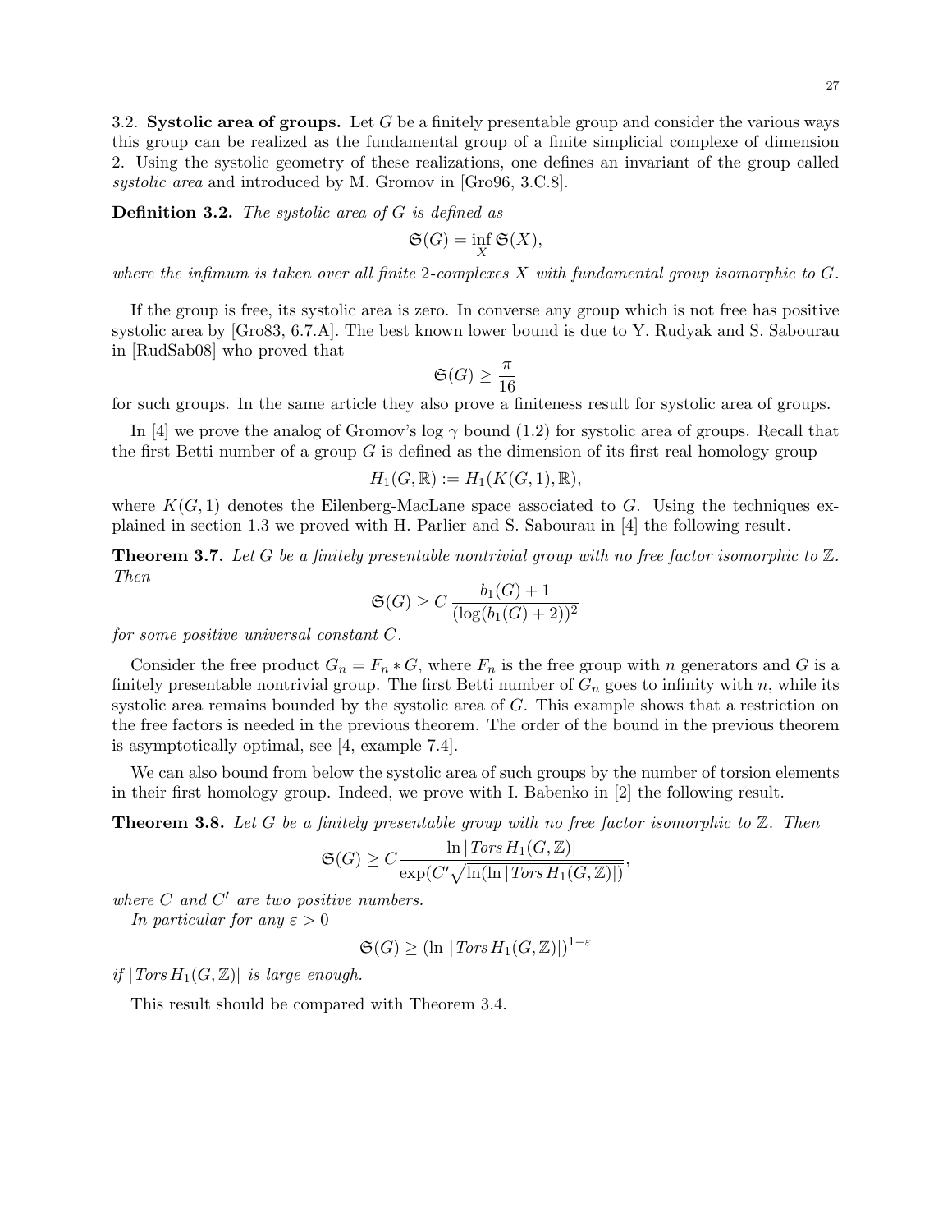3.2. **Systolic area of groups.** Let $G$ be a finitely presentable group and consider the various ways this group can be realized as the fundamental group of a finite simplicial complexe of dimension 2. Using the systolic geometry of these realizations, one defines an invariant of the group called *systolic area* and introduced by M. Gromov in [Gro96, 3.C.8].

**Definition 3.2.** *The systolic area of $G$ is defined as*

$$\mathfrak{S}(G) = \inf_X \mathfrak{S}(X),$$

*where the infimum is taken over all finite 2-complexes $X$ with fundamental group isomorphic to $G$.*

If the group is free, its systolic area is zero. In converse any group which is not free has positive systolic area by [Gro83, 6.7.A]. The best known lower bound is due to Y. Rudyak and S. Sabourau in [RudSab08] who proved that

$$\mathfrak{S}(G) \geq \frac{\pi}{16}$$

for such groups. In the same article they also prove a finiteness result for systolic area of groups.

In [4] we prove the analog of Gromov's $\log \gamma$ bound (1.2) for systolic area of groups. Recall that the first Betti number of a group $G$ is defined as the dimension of its first real homology group

$$H_1(G, \mathbb{R}) := H_1(K(G,1), \mathbb{R}),$$

where $K(G,1)$ denotes the Eilenberg-MacLane space associated to $G$. Using the techniques explained in section 1.3 we proved with H. Parlier and S. Sabourau in [4] the following result.

**Theorem 3.7.** *Let $G$ be a finitely presentable nontrivial group with no free factor isomorphic to $\mathbb{Z}$. Then*

$$\mathfrak{S}(G) \geq C \, \frac{b_1(G) + 1}{(\log(b_1(G) + 2))^2}$$

*for some positive universal constant $C$.*

Consider the free product $G_n = F_n * G$, where $F_n$ is the free group with $n$ generators and $G$ is a finitely presentable nontrivial group. The first Betti number of $G_n$ goes to infinity with $n$, while its systolic area remains bounded by the systolic area of $G$. This example shows that a restriction on the free factors is needed in the previous theorem. The order of the bound in the previous theorem is asymptotically optimal, see [4, example 7.4].

We can also bound from below the systolic area of such groups by the number of torsion elements in their first homology group. Indeed, we prove with I. Babenko in [2] the following result.

**Theorem 3.8.** *Let $G$ be a finitely presentable group with no free factor isomorphic to $\mathbb{Z}$. Then*

$$\mathfrak{S}(G) \geq C \frac{\ln |\,Tors\, H_1(G, \mathbb{Z})|}{\exp(C' \sqrt{\ln(\ln |\,Tors\, H_1(G, \mathbb{Z})|)})},$$

*where $C$ and $C'$ are two positive numbers.*

*In particular for any $\varepsilon > 0$*

$$\mathfrak{S}(G) \geq (\ln \, |\,Tors\, H_1(G, \mathbb{Z})|)^{1-\varepsilon}$$

*if $|\,Tors\, H_1(G, \mathbb{Z})|$ is large enough.*

This result should be compared with Theorem 3.4.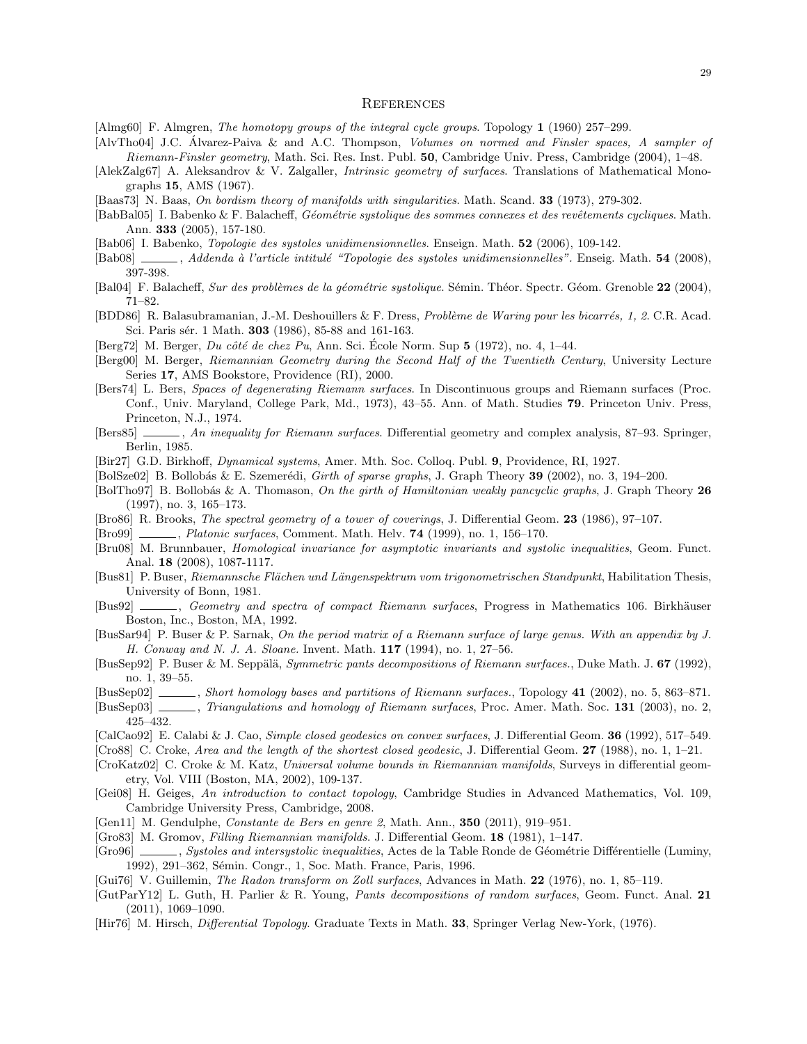## References

[Almg60] F. Almgren, *The homotopy groups of the integral cycle groups*. Topology **1** (1960) 257–299.

[AlvTho04] J.C. Álvarez-Paiva & and A.C. Thompson, *Volumes on normed and Finsler spaces, A sampler of Riemann-Finsler geometry*, Math. Sci. Res. Inst. Publ. **50**, Cambridge Univ. Press, Cambridge (2004), 1–48.

[AlekZalg67] A. Aleksandrov & V. Zalgaller, *Intrinsic geometry of surfaces*. Translations of Mathematical Monographs **15**, AMS (1967).

[Baas73] N. Baas, *On bordism theory of manifolds with singularities*. Math. Scand. **33** (1973), 279-302.

[BabBal05] I. Babenko & F. Balacheff, *Géométrie systolique des sommes connexes et des revêtements cycliques*. Math. Ann. **333** (2005), 157-180.

[Bab06] I. Babenko, *Topologie des systoles unidimensionnelles*. Enseign. Math. **52** (2006), 109-142.

[Bab08] ______, *Addenda à l'article intitulé "Topologie des systoles unidimensionnelles"*. Enseig. Math. **54** (2008), 397-398.

[Bal04] F. Balacheff, *Sur des problèmes de la géométrie systolique*. Sémin. Théor. Spectr. Géom. Grenoble **22** (2004), 71–82.

[BDD86] R. Balasubramanian, J.-M. Deshouillers & F. Dress, *Problème de Waring pour les bicarrés, 1, 2*. C.R. Acad. Sci. Paris sér. 1 Math. **303** (1986), 85-88 and 161-163.

[Berg72] M. Berger, *Du côté de chez Pu*, Ann. Sci. École Norm. Sup **5** (1972), no. 4, 1–44.

[Berg00] M. Berger, *Riemannian Geometry during the Second Half of the Twentieth Century*, University Lecture Series **17**, AMS Bookstore, Providence (RI), 2000.

[Bers74] L. Bers, *Spaces of degenerating Riemann surfaces*. In Discontinuous groups and Riemann surfaces (Proc. Conf., Univ. Maryland, College Park, Md., 1973), 43–55. Ann. of Math. Studies **79**. Princeton Univ. Press, Princeton, N.J., 1974.

[Bers85] ______, *An inequality for Riemann surfaces*. Differential geometry and complex analysis, 87–93. Springer, Berlin, 1985.

[Bir27] G.D. Birkhoff, *Dynamical systems*, Amer. Mth. Soc. Colloq. Publ. **9**, Providence, RI, 1927.

[BolSze02] B. Bollobás & E. Szemerédi, *Girth of sparse graphs*, J. Graph Theory **39** (2002), no. 3, 194–200.

[BolTho97] B. Bollobás & A. Thomason, *On the girth of Hamiltonian weakly pancyclic graphs*, J. Graph Theory **26** (1997), no. 3, 165–173.

[Bro86] R. Brooks, *The spectral geometry of a tower of coverings*, J. Differential Geom. **23** (1986), 97–107.

[Bro99] ______, *Platonic surfaces*, Comment. Math. Helv. **74** (1999), no. 1, 156–170.

[Bru08] M. Brunnbauer, *Homological invariance for asymptotic invariants and systolic inequalities*, Geom. Funct. Anal. **18** (2008), 1087-1117.

[Bus81] P. Buser, *Riemannsche Flächen und Längenspektrum vom trigonometrischen Standpunkt*, Habilitation Thesis, University of Bonn, 1981.

[Bus92] ______, *Geometry and spectra of compact Riemann surfaces*, Progress in Mathematics 106. Birkhäuser Boston, Inc., Boston, MA, 1992.

[BusSar94] P. Buser & P. Sarnak, *On the period matrix of a Riemann surface of large genus. With an appendix by J. H. Conway and N. J. A. Sloane.* Invent. Math. **117** (1994), no. 1, 27–56.

[BusSep92] P. Buser & M. Seppälä, *Symmetric pants decompositions of Riemann surfaces.*, Duke Math. J. **67** (1992), no. 1, 39–55.

[BusSep02] ______, *Short homology bases and partitions of Riemann surfaces.*, Topology **41** (2002), no. 5, 863–871.

[BusSep03] ______, *Triangulations and homology of Riemann surfaces*, Proc. Amer. Math. Soc. **131** (2003), no. 2, 425–432.

[CalCao92] E. Calabi & J. Cao, *Simple closed geodesics on convex surfaces*, J. Differential Geom. **36** (1992), 517–549.

[Cro88] C. Croke, *Area and the length of the shortest closed geodesic*, J. Differential Geom. **27** (1988), no. 1, 1–21.

[CroKatz02] C. Croke & M. Katz, *Universal volume bounds in Riemannian manifolds*, Surveys in differential geometry, Vol. VIII (Boston, MA, 2002), 109-137.

[Gei08] H. Geiges, *An introduction to contact topology*, Cambridge Studies in Advanced Mathematics, Vol. 109, Cambridge University Press, Cambridge, 2008.

[Gen11] M. Gendulphe, *Constante de Bers en genre 2*, Math. Ann., **350** (2011), 919–951.

[Gro83] M. Gromov, *Filling Riemannian manifolds*. J. Differential Geom. **18** (1981), 1–147.

[Gro96] ______, *Systoles and intersystolic inequalities*, Actes de la Table Ronde de Géométrie Différentielle (Luminy, 1992), 291–362, Sémin. Congr., 1, Soc. Math. France, Paris, 1996.

[Gui76] V. Guillemin, *The Radon transform on Zoll surfaces*, Advances in Math. **22** (1976), no. 1, 85–119.

[GutParY12] L. Guth, H. Parlier & R. Young, *Pants decompositions of random surfaces*, Geom. Funct. Anal. **21** (2011), 1069–1090.

[Hir76] M. Hirsch, *Differential Topology.* Graduate Texts in Math. **33**, Springer Verlag New-York, (1976).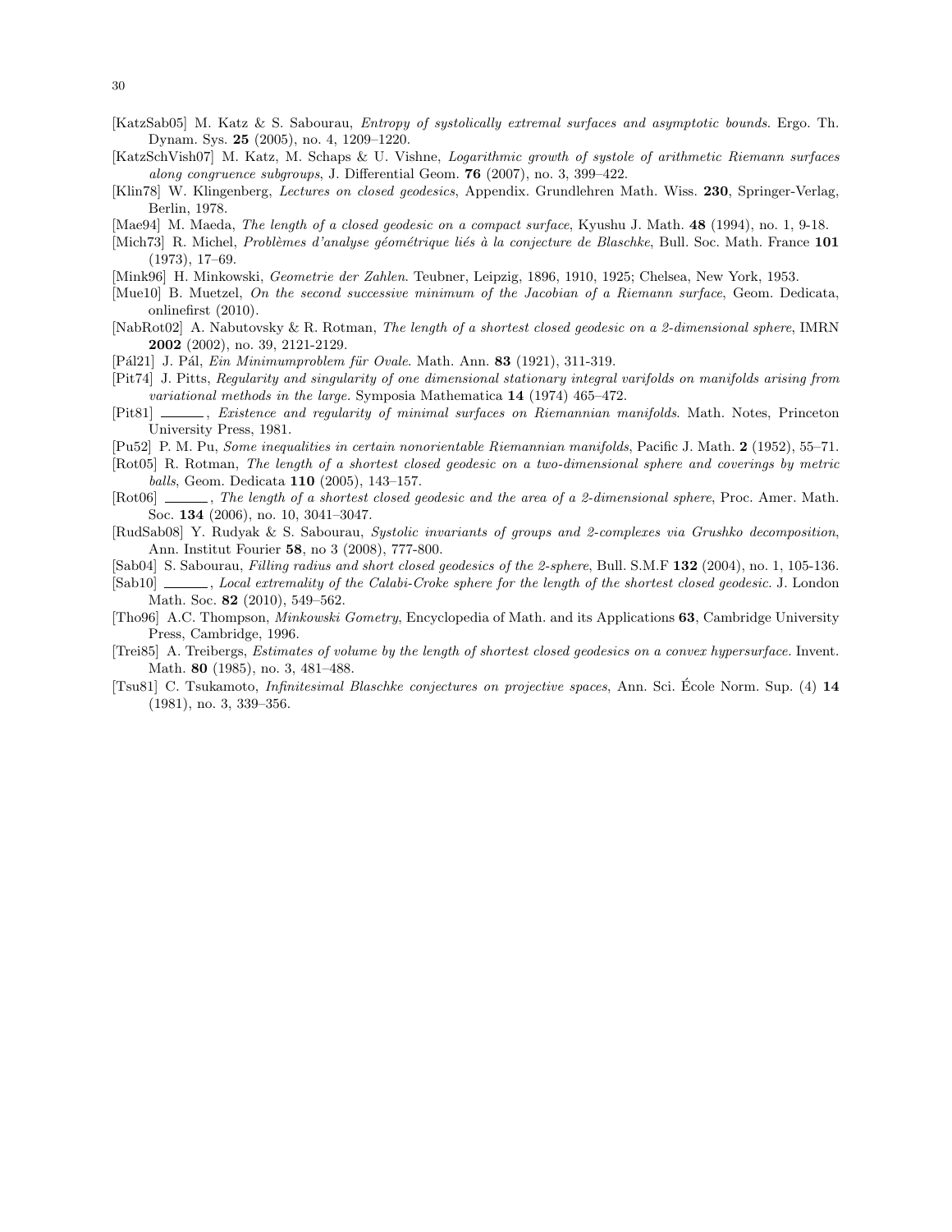[KatzSab05] M. Katz & S. Sabourau, *Entropy of systolically extremal surfaces and asymptotic bounds*. Ergo. Th. Dynam. Sys. **25** (2005), no. 4, 1209–1220.

[KatzSchVish07] M. Katz, M. Schaps & U. Vishne, *Logarithmic growth of systole of arithmetic Riemann surfaces along congruence subgroups*, J. Differential Geom. **76** (2007), no. 3, 399–422.

[Klin78] W. Klingenberg, *Lectures on closed geodesics*, Appendix. Grundlehren Math. Wiss. **230**, Springer-Verlag, Berlin, 1978.

[Mae94] M. Maeda, *The length of a closed geodesic on a compact surface*, Kyushu J. Math. **48** (1994), no. 1, 9-18.

[Mich73] R. Michel, *Problèmes d'analyse géométrique liés à la conjecture de Blaschke*, Bull. Soc. Math. France **101** (1973), 17–69.

[Mink96] H. Minkowski, *Geometrie der Zahlen*. Teubner, Leipzig, 1896, 1910, 1925; Chelsea, New York, 1953.

[Mue10] B. Muetzel, *On the second successive minimum of the Jacobian of a Riemann surface*, Geom. Dedicata, onlinefirst (2010).

[NabRot02] A. Nabutovsky & R. Rotman, *The length of a shortest closed geodesic on a 2-dimensional sphere*, IMRN **2002** (2002), no. 39, 2121-2129.

[Pál21] J. Pál, *Ein Minimumproblem für Ovale*. Math. Ann. **83** (1921), 311-319.

[Pit74] J. Pitts, *Regularity and singularity of one dimensional stationary integral varifolds on manifolds arising from variational methods in the large*. Symposia Mathematica **14** (1974) 465–472.

[Pit81] ______, *Existence and regularity of minimal surfaces on Riemannian manifolds*. Math. Notes, Princeton University Press, 1981.

[Pu52] P. M. Pu, *Some inequalities in certain nonorientable Riemannian manifolds*, Pacific J. Math. **2** (1952), 55–71.

[Rot05] R. Rotman, *The length of a shortest closed geodesic on a two-dimensional sphere and coverings by metric balls*, Geom. Dedicata **110** (2005), 143–157.

[Rot06] ______, *The length of a shortest closed geodesic and the area of a 2-dimensional sphere*, Proc. Amer. Math. Soc. **134** (2006), no. 10, 3041–3047.

[RudSab08] Y. Rudyak & S. Sabourau, *Systolic invariants of groups and 2-complexes via Grushko decomposition*, Ann. Institut Fourier **58**, no 3 (2008), 777-800.

[Sab04] S. Sabourau, *Filling radius and short closed geodesics of the 2-sphere*, Bull. S.M.F **132** (2004), no. 1, 105-136.

[Sab10] ______, *Local extremality of the Calabi-Croke sphere for the length of the shortest closed geodesic*. J. London Math. Soc. **82** (2010), 549–562.

[Tho96] A.C. Thompson, *Minkowski Gometry*, Encyclopedia of Math. and its Applications **63**, Cambridge University Press, Cambridge, 1996.

[Trei85] A. Treibergs, *Estimates of volume by the length of shortest closed geodesics on a convex hypersurface*. Invent. Math. **80** (1985), no. 3, 481–488.

[Tsu81] C. Tsukamoto, *Infinitesimal Blaschke conjectures on projective spaces*, Ann. Sci. École Norm. Sup. (4) **14** (1981), no. 3, 339–356.